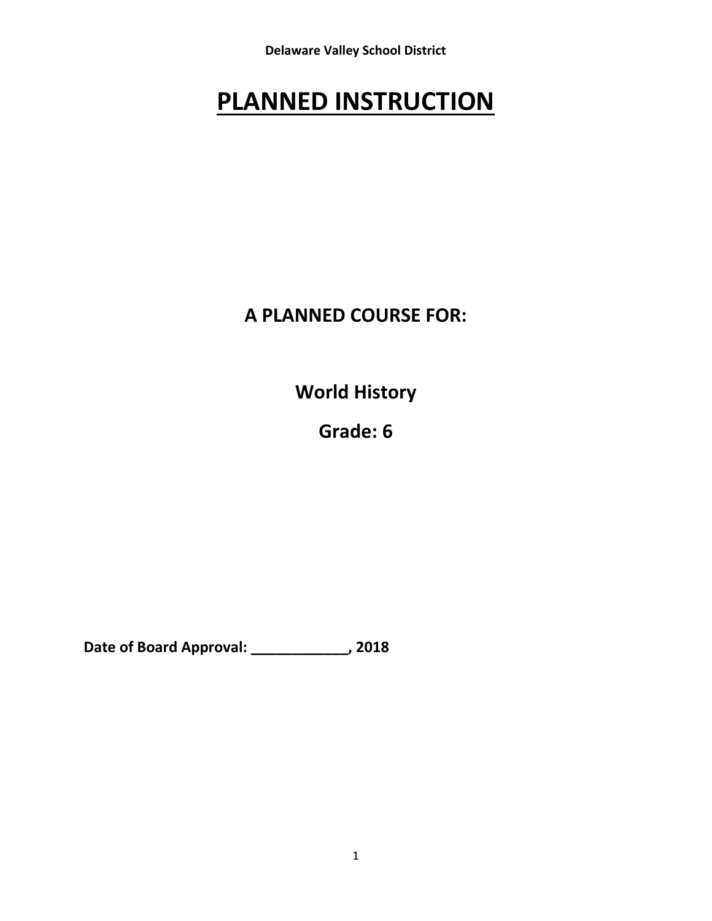**Delaware Valley School District**

# PLANNED INSTRUCTION

## A PLANNED COURSE FOR:

## World History

## Grade: 6

**Date of Board Approval: ____________, 2018**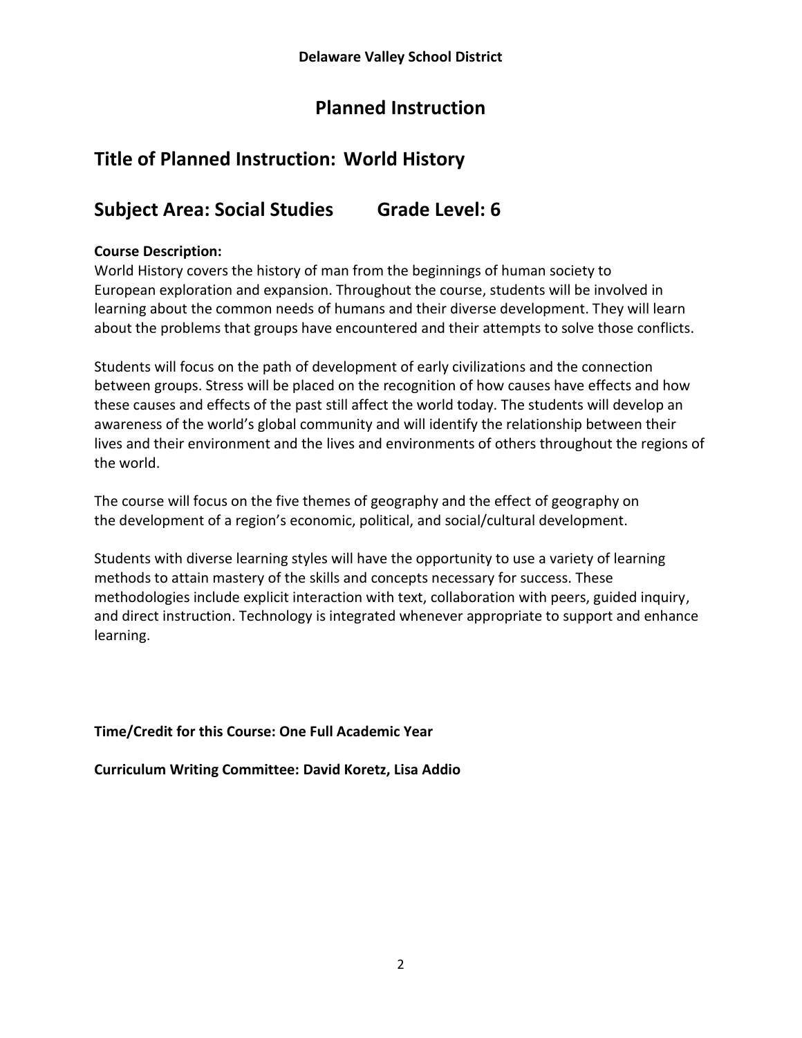**Delaware Valley School District**

# Planned Instruction

## Title of Planned Instruction: World History

## Subject Area: Social Studies Grade Level: 6

**Course Description:**

World History covers the history of man from the beginnings of human society to European exploration and expansion. Throughout the course, students will be involved in learning about the common needs of humans and their diverse development. They will learn about the problems that groups have encountered and their attempts to solve those conflicts.

Students will focus on the path of development of early civilizations and the connection between groups. Stress will be placed on the recognition of how causes have effects and how these causes and effects of the past still affect the world today. The students will develop an awareness of the world's global community and will identify the relationship between their lives and their environment and the lives and environments of others throughout the regions of the world.

The course will focus on the five themes of geography and the effect of geography on the development of a region's economic, political, and social/cultural development.

Students with diverse learning styles will have the opportunity to use a variety of learning methods to attain mastery of the skills and concepts necessary for success. These methodologies include explicit interaction with text, collaboration with peers, guided inquiry, and direct instruction. Technology is integrated whenever appropriate to support and enhance learning.

**Time/Credit for this Course: One Full Academic Year**

**Curriculum Writing Committee: David Koretz, Lisa Addio**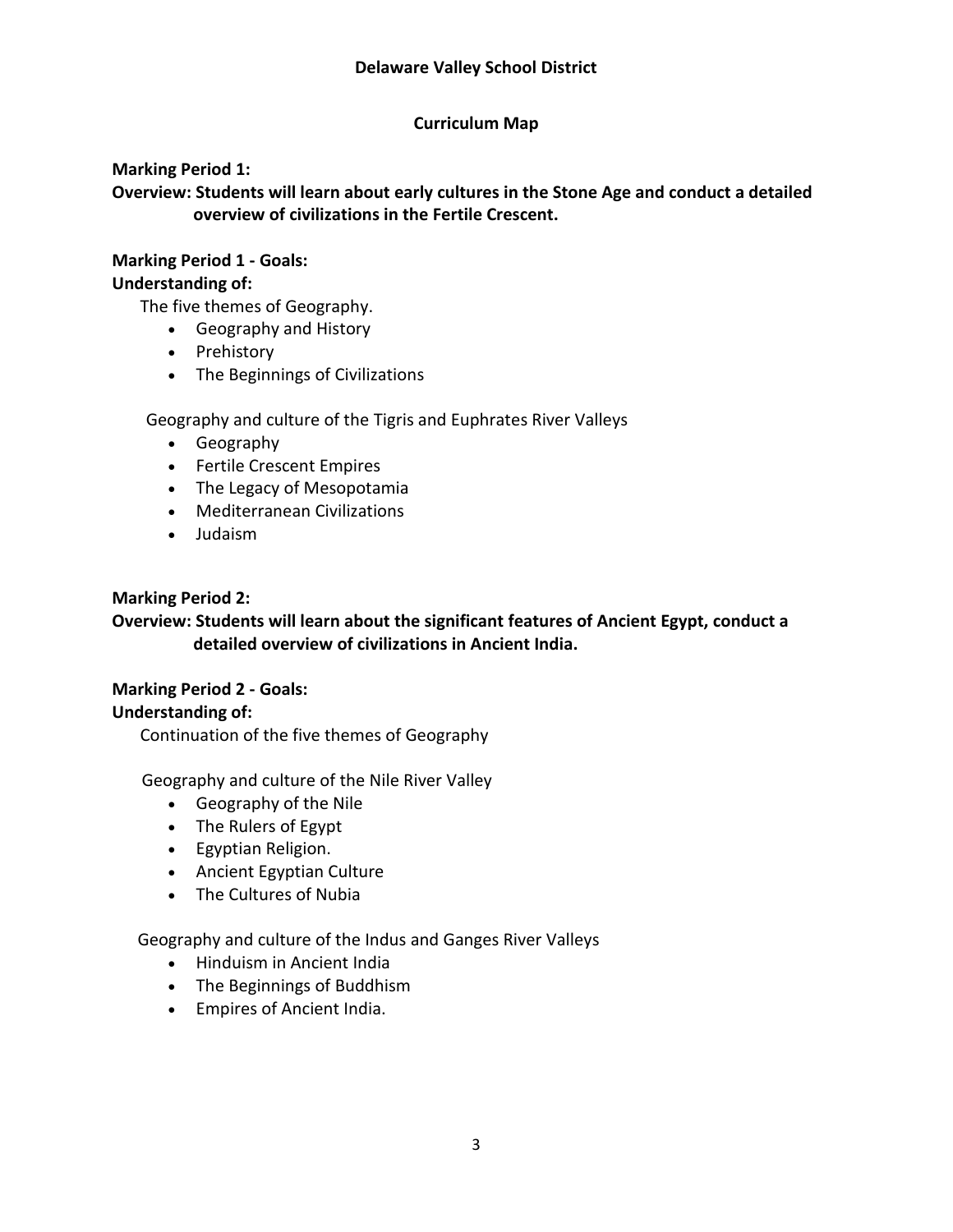**Delaware Valley School District**

**Curriculum Map**

**Marking Period 1:**

**Overview: Students will learn about early cultures in the Stone Age and conduct a detailed overview of civilizations in the Fertile Crescent.**

**Marking Period 1 - Goals:**

**Understanding of:**

The five themes of Geography.

- Geography and History
- Prehistory
- The Beginnings of Civilizations

Geography and culture of the Tigris and Euphrates River Valleys

- Geography
- Fertile Crescent Empires
- The Legacy of Mesopotamia
- Mediterranean Civilizations
- Judaism

**Marking Period 2:**

**Overview: Students will learn about the significant features of Ancient Egypt, conduct a detailed overview of civilizations in Ancient India.**

**Marking Period 2 - Goals:**

**Understanding of:**

Continuation of the five themes of Geography

Geography and culture of the Nile River Valley

- Geography of the Nile
- The Rulers of Egypt
- Egyptian Religion.
- Ancient Egyptian Culture
- The Cultures of Nubia

Geography and culture of the Indus and Ganges River Valleys

- Hinduism in Ancient India
- The Beginnings of Buddhism
- Empires of Ancient India.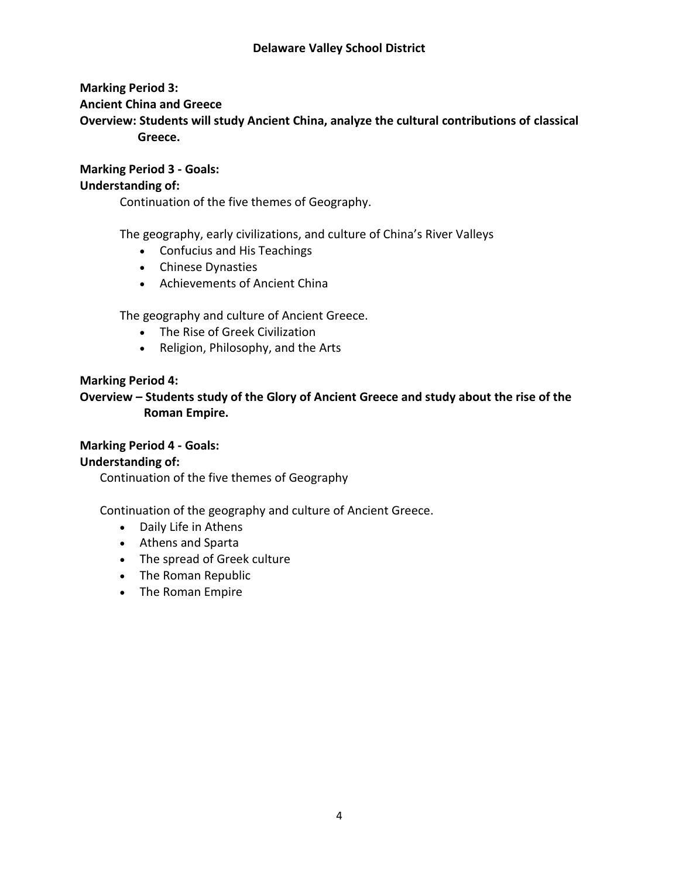**Marking Period 3:**

**Ancient China and Greece**

**Overview: Students will study Ancient China, analyze the cultural contributions of classical Greece.**

**Marking Period 3 - Goals:**

**Understanding of:**

Continuation of the five themes of Geography.

The geography, early civilizations, and culture of China's River Valleys

- Confucius and His Teachings
- Chinese Dynasties
- Achievements of Ancient China

The geography and culture of Ancient Greece.

- The Rise of Greek Civilization
- Religion, Philosophy, and the Arts

**Marking Period 4:**

**Overview – Students study of the Glory of Ancient Greece and study about the rise of the Roman Empire.**

**Marking Period 4 - Goals:**

**Understanding of:**

Continuation of the five themes of Geography

Continuation of the geography and culture of Ancient Greece.

- Daily Life in Athens
- Athens and Sparta
- The spread of Greek culture
- The Roman Republic
- The Roman Empire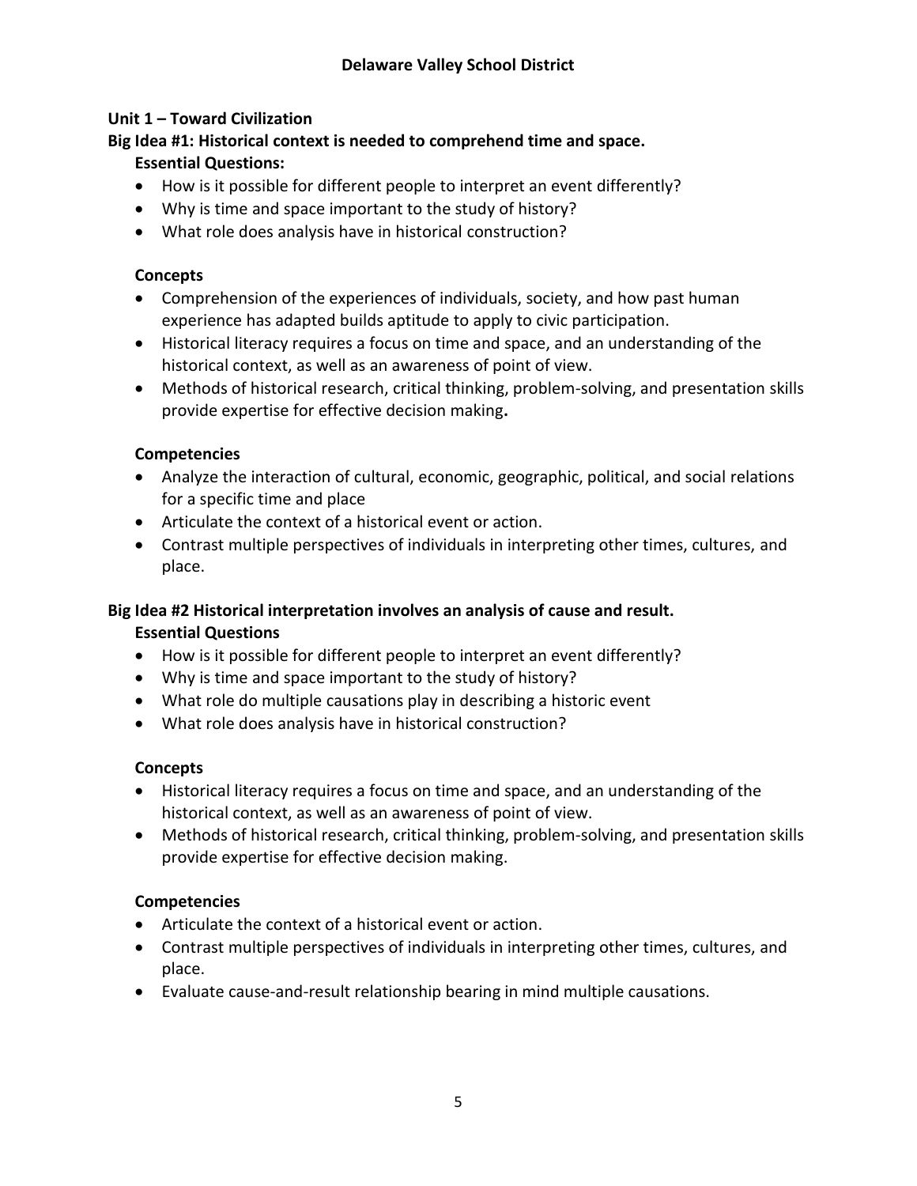# Delaware Valley School District

## Unit 1 – Toward Civilization

### Big Idea #1: Historical context is needed to comprehend time and space.

**Essential Questions:**

- How is it possible for different people to interpret an event differently?
- Why is time and space important to the study of history?
- What role does analysis have in historical construction?

**Concepts**

- Comprehension of the experiences of individuals, society, and how past human experience has adapted builds aptitude to apply to civic participation.
- Historical literacy requires a focus on time and space, and an understanding of the historical context, as well as an awareness of point of view.
- Methods of historical research, critical thinking, problem-solving, and presentation skills provide expertise for effective decision making**.**

**Competencies**

- Analyze the interaction of cultural, economic, geographic, political, and social relations for a specific time and place
- Articulate the context of a historical event or action.
- Contrast multiple perspectives of individuals in interpreting other times, cultures, and place.

### Big Idea #2 Historical interpretation involves an analysis of cause and result.

**Essential Questions**

- How is it possible for different people to interpret an event differently?
- Why is time and space important to the study of history?
- What role do multiple causations play in describing a historic event
- What role does analysis have in historical construction?

**Concepts**

- Historical literacy requires a focus on time and space, and an understanding of the historical context, as well as an awareness of point of view.
- Methods of historical research, critical thinking, problem-solving, and presentation skills provide expertise for effective decision making.

**Competencies**

- Articulate the context of a historical event or action.
- Contrast multiple perspectives of individuals in interpreting other times, cultures, and place.
- Evaluate cause-and-result relationship bearing in mind multiple causations.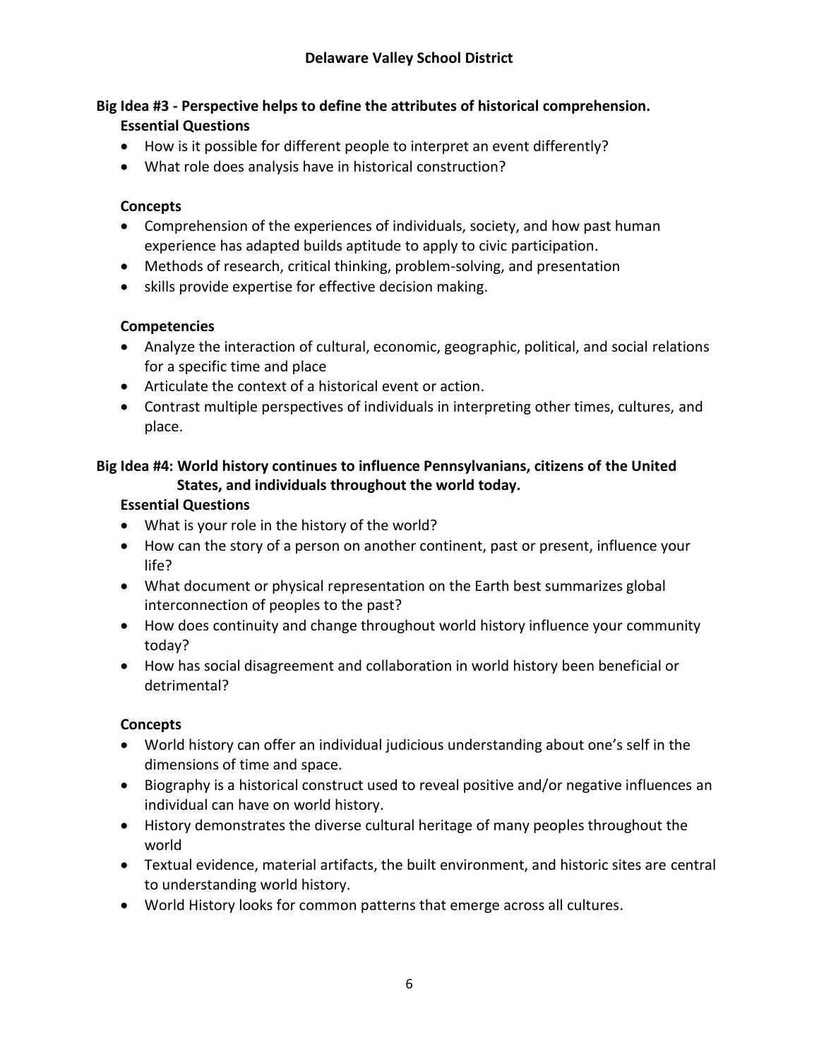## Big Idea #3 - Perspective helps to define the attributes of historical comprehension.

### Essential Questions

- How is it possible for different people to interpret an event differently?
- What role does analysis have in historical construction?

### Concepts

- Comprehension of the experiences of individuals, society, and how past human experience has adapted builds aptitude to apply to civic participation.
- Methods of research, critical thinking, problem-solving, and presentation
- skills provide expertise for effective decision making.

### Competencies

- Analyze the interaction of cultural, economic, geographic, political, and social relations for a specific time and place
- Articulate the context of a historical event or action.
- Contrast multiple perspectives of individuals in interpreting other times, cultures, and place.

## Big Idea #4: World history continues to influence Pennsylvanians, citizens of the United States, and individuals throughout the world today.

### Essential Questions

- What is your role in the history of the world?
- How can the story of a person on another continent, past or present, influence your life?
- What document or physical representation on the Earth best summarizes global interconnection of peoples to the past?
- How does continuity and change throughout world history influence your community today?
- How has social disagreement and collaboration in world history been beneficial or detrimental?

### Concepts

- World history can offer an individual judicious understanding about one's self in the dimensions of time and space.
- Biography is a historical construct used to reveal positive and/or negative influences an individual can have on world history.
- History demonstrates the diverse cultural heritage of many peoples throughout the world
- Textual evidence, material artifacts, the built environment, and historic sites are central to understanding world history.
- World History looks for common patterns that emerge across all cultures.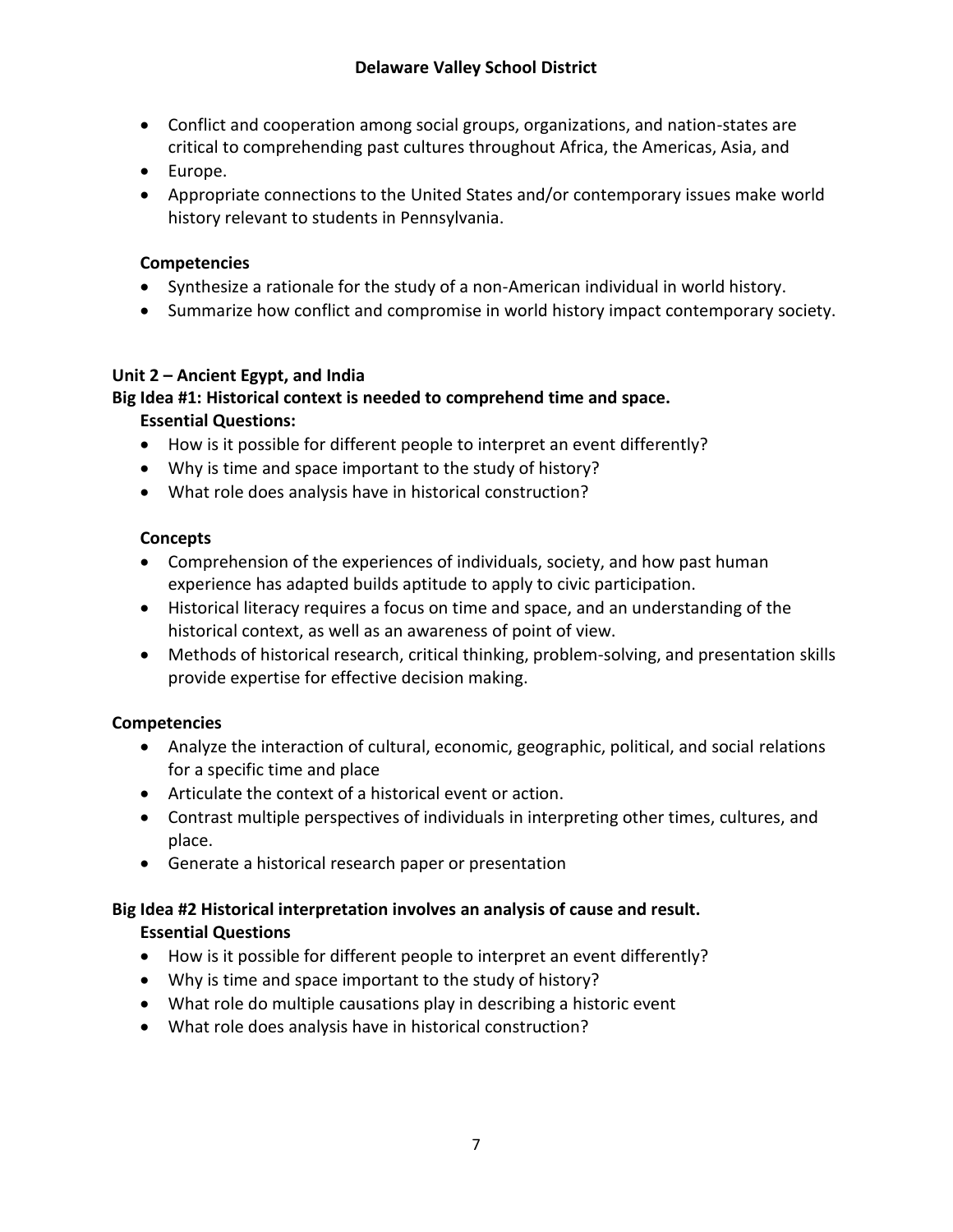- Conflict and cooperation among social groups, organizations, and nation-states are critical to comprehending past cultures throughout Africa, the Americas, Asia, and
- Europe.
- Appropriate connections to the United States and/or contemporary issues make world history relevant to students in Pennsylvania.

**Competencies**

- Synthesize a rationale for the study of a non-American individual in world history.
- Summarize how conflict and compromise in world history impact contemporary society.

**Unit 2 – Ancient Egypt, and India**

**Big Idea #1: Historical context is needed to comprehend time and space.**

**Essential Questions:**

- How is it possible for different people to interpret an event differently?
- Why is time and space important to the study of history?
- What role does analysis have in historical construction?

**Concepts**

- Comprehension of the experiences of individuals, society, and how past human experience has adapted builds aptitude to apply to civic participation.
- Historical literacy requires a focus on time and space, and an understanding of the historical context, as well as an awareness of point of view.
- Methods of historical research, critical thinking, problem-solving, and presentation skills provide expertise for effective decision making.

**Competencies**

- Analyze the interaction of cultural, economic, geographic, political, and social relations for a specific time and place
- Articulate the context of a historical event or action.
- Contrast multiple perspectives of individuals in interpreting other times, cultures, and place.
- Generate a historical research paper or presentation

**Big Idea #2 Historical interpretation involves an analysis of cause and result.**

**Essential Questions**

- How is it possible for different people to interpret an event differently?
- Why is time and space important to the study of history?
- What role do multiple causations play in describing a historic event
- What role does analysis have in historical construction?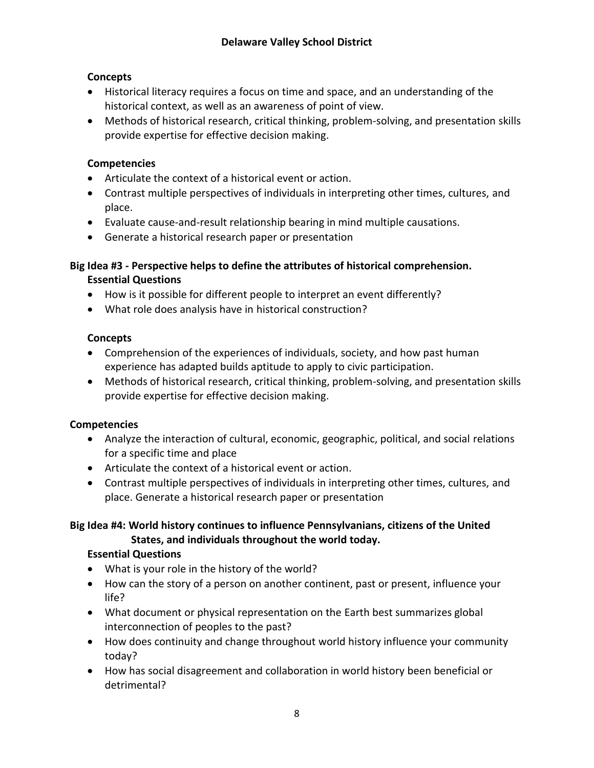**Concepts**

- Historical literacy requires a focus on time and space, and an understanding of the historical context, as well as an awareness of point of view.
- Methods of historical research, critical thinking, problem-solving, and presentation skills provide expertise for effective decision making.

**Competencies**

- Articulate the context of a historical event or action.
- Contrast multiple perspectives of individuals in interpreting other times, cultures, and place.
- Evaluate cause-and-result relationship bearing in mind multiple causations.
- Generate a historical research paper or presentation

**Big Idea #3 - Perspective helps to define the attributes of historical comprehension.**

**Essential Questions**

- How is it possible for different people to interpret an event differently?
- What role does analysis have in historical construction?

**Concepts**

- Comprehension of the experiences of individuals, society, and how past human experience has adapted builds aptitude to apply to civic participation.
- Methods of historical research, critical thinking, problem-solving, and presentation skills provide expertise for effective decision making.

**Competencies**

- Analyze the interaction of cultural, economic, geographic, political, and social relations for a specific time and place
- Articulate the context of a historical event or action.
- Contrast multiple perspectives of individuals in interpreting other times, cultures, and place. Generate a historical research paper or presentation

**Big Idea #4: World history continues to influence Pennsylvanians, citizens of the United States, and individuals throughout the world today.**

**Essential Questions**

- What is your role in the history of the world?
- How can the story of a person on another continent, past or present, influence your life?
- What document or physical representation on the Earth best summarizes global interconnection of peoples to the past?
- How does continuity and change throughout world history influence your community today?
- How has social disagreement and collaboration in world history been beneficial or detrimental?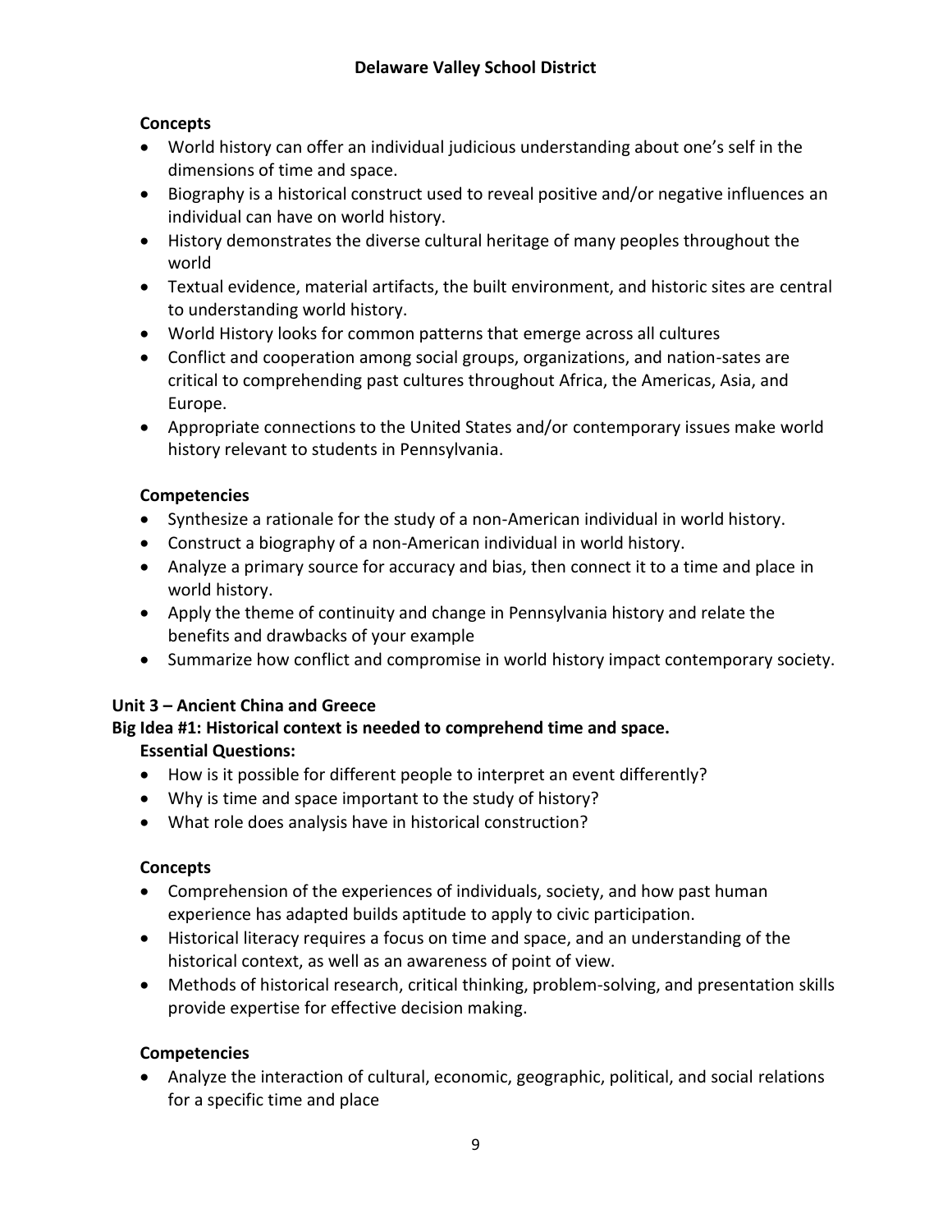**Concepts**

- World history can offer an individual judicious understanding about one's self in the dimensions of time and space.
- Biography is a historical construct used to reveal positive and/or negative influences an individual can have on world history.
- History demonstrates the diverse cultural heritage of many peoples throughout the world
- Textual evidence, material artifacts, the built environment, and historic sites are central to understanding world history.
- World History looks for common patterns that emerge across all cultures
- Conflict and cooperation among social groups, organizations, and nation-sates are critical to comprehending past cultures throughout Africa, the Americas, Asia, and Europe.
- Appropriate connections to the United States and/or contemporary issues make world history relevant to students in Pennsylvania.

**Competencies**

- Synthesize a rationale for the study of a non-American individual in world history.
- Construct a biography of a non-American individual in world history.
- Analyze a primary source for accuracy and bias, then connect it to a time and place in world history.
- Apply the theme of continuity and change in Pennsylvania history and relate the benefits and drawbacks of your example
- Summarize how conflict and compromise in world history impact contemporary society.

**Unit 3 – Ancient China and Greece**

**Big Idea #1: Historical context is needed to comprehend time and space.**

**Essential Questions:**

- How is it possible for different people to interpret an event differently?
- Why is time and space important to the study of history?
- What role does analysis have in historical construction?

**Concepts**

- Comprehension of the experiences of individuals, society, and how past human experience has adapted builds aptitude to apply to civic participation.
- Historical literacy requires a focus on time and space, and an understanding of the historical context, as well as an awareness of point of view.
- Methods of historical research, critical thinking, problem-solving, and presentation skills provide expertise for effective decision making.

**Competencies**

- Analyze the interaction of cultural, economic, geographic, political, and social relations for a specific time and place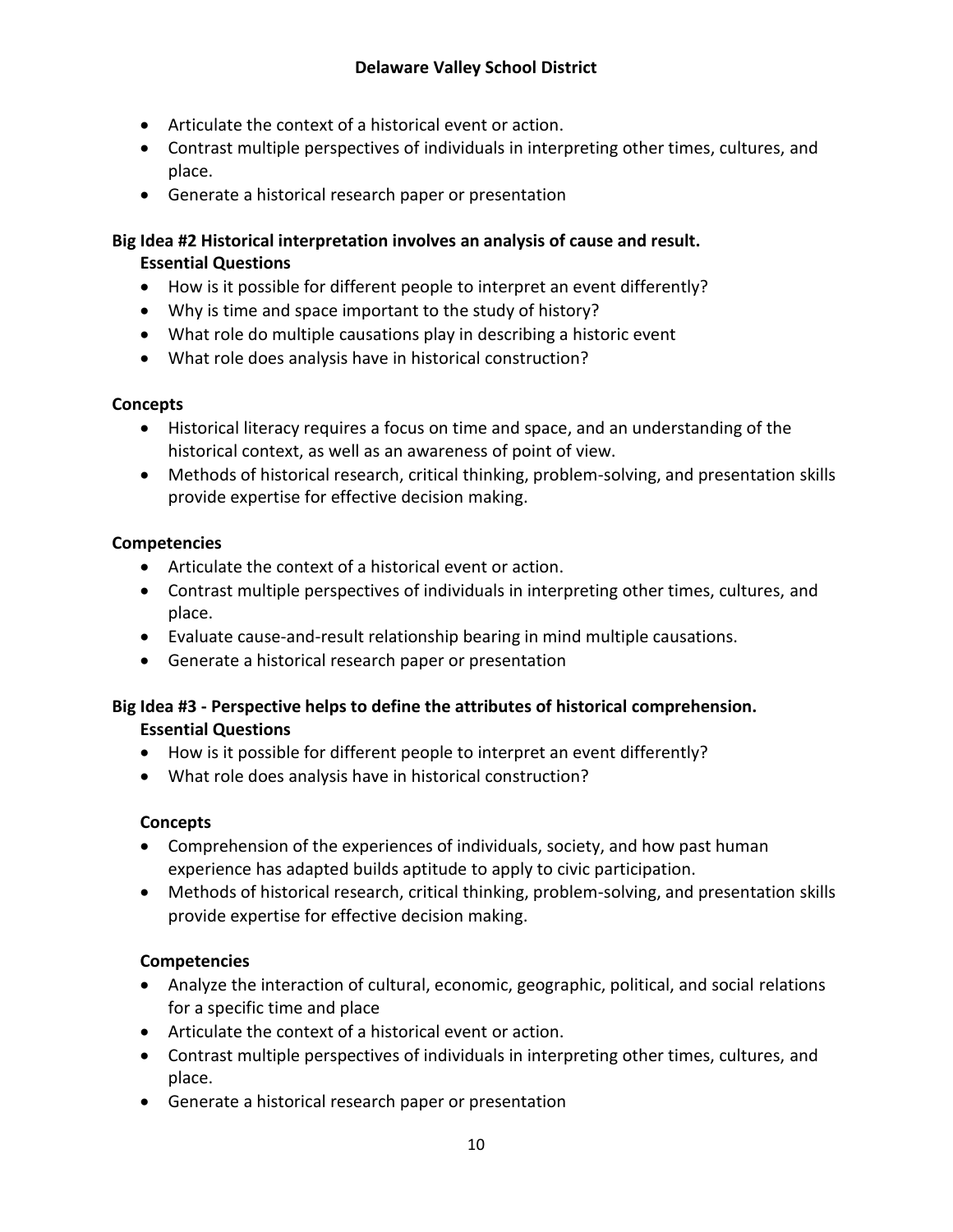- Articulate the context of a historical event or action.
- Contrast multiple perspectives of individuals in interpreting other times, cultures, and place.
- Generate a historical research paper or presentation

**Big Idea #2 Historical interpretation involves an analysis of cause and result.**

**Essential Questions**

- How is it possible for different people to interpret an event differently?
- Why is time and space important to the study of history?
- What role do multiple causations play in describing a historic event
- What role does analysis have in historical construction?

**Concepts**

- Historical literacy requires a focus on time and space, and an understanding of the historical context, as well as an awareness of point of view.
- Methods of historical research, critical thinking, problem-solving, and presentation skills provide expertise for effective decision making.

**Competencies**

- Articulate the context of a historical event or action.
- Contrast multiple perspectives of individuals in interpreting other times, cultures, and place.
- Evaluate cause-and-result relationship bearing in mind multiple causations.
- Generate a historical research paper or presentation

**Big Idea #3 - Perspective helps to define the attributes of historical comprehension.**

**Essential Questions**

- How is it possible for different people to interpret an event differently?
- What role does analysis have in historical construction?

**Concepts**

- Comprehension of the experiences of individuals, society, and how past human experience has adapted builds aptitude to apply to civic participation.
- Methods of historical research, critical thinking, problem-solving, and presentation skills provide expertise for effective decision making.

**Competencies**

- Analyze the interaction of cultural, economic, geographic, political, and social relations for a specific time and place
- Articulate the context of a historical event or action.
- Contrast multiple perspectives of individuals in interpreting other times, cultures, and place.
- Generate a historical research paper or presentation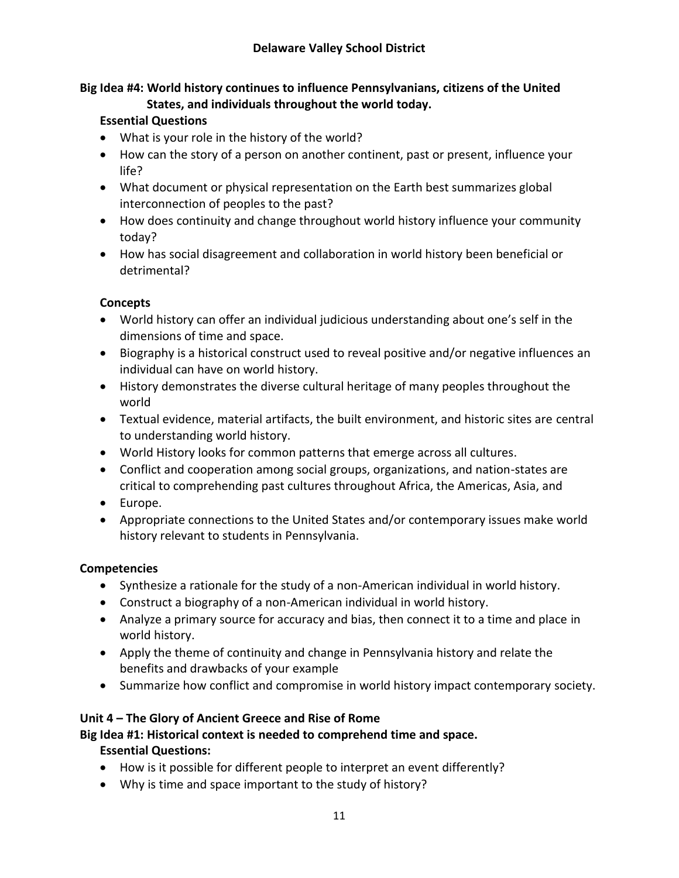**Big Idea #4: World history continues to influence Pennsylvanians, citizens of the United States, and individuals throughout the world today.**

**Essential Questions**

- What is your role in the history of the world?
- How can the story of a person on another continent, past or present, influence your life?
- What document or physical representation on the Earth best summarizes global interconnection of peoples to the past?
- How does continuity and change throughout world history influence your community today?
- How has social disagreement and collaboration in world history been beneficial or detrimental?

**Concepts**

- World history can offer an individual judicious understanding about one's self in the dimensions of time and space.
- Biography is a historical construct used to reveal positive and/or negative influences an individual can have on world history.
- History demonstrates the diverse cultural heritage of many peoples throughout the world
- Textual evidence, material artifacts, the built environment, and historic sites are central to understanding world history.
- World History looks for common patterns that emerge across all cultures.
- Conflict and cooperation among social groups, organizations, and nation-states are critical to comprehending past cultures throughout Africa, the Americas, Asia, and
- Europe.
- Appropriate connections to the United States and/or contemporary issues make world history relevant to students in Pennsylvania.

**Competencies**

- Synthesize a rationale for the study of a non-American individual in world history.
- Construct a biography of a non-American individual in world history.
- Analyze a primary source for accuracy and bias, then connect it to a time and place in world history.
- Apply the theme of continuity and change in Pennsylvania history and relate the benefits and drawbacks of your example
- Summarize how conflict and compromise in world history impact contemporary society.

## Unit 4 – The Glory of Ancient Greece and Rise of Rome

**Big Idea #1: Historical context is needed to comprehend time and space.**

**Essential Questions:**

- How is it possible for different people to interpret an event differently?
- Why is time and space important to the study of history?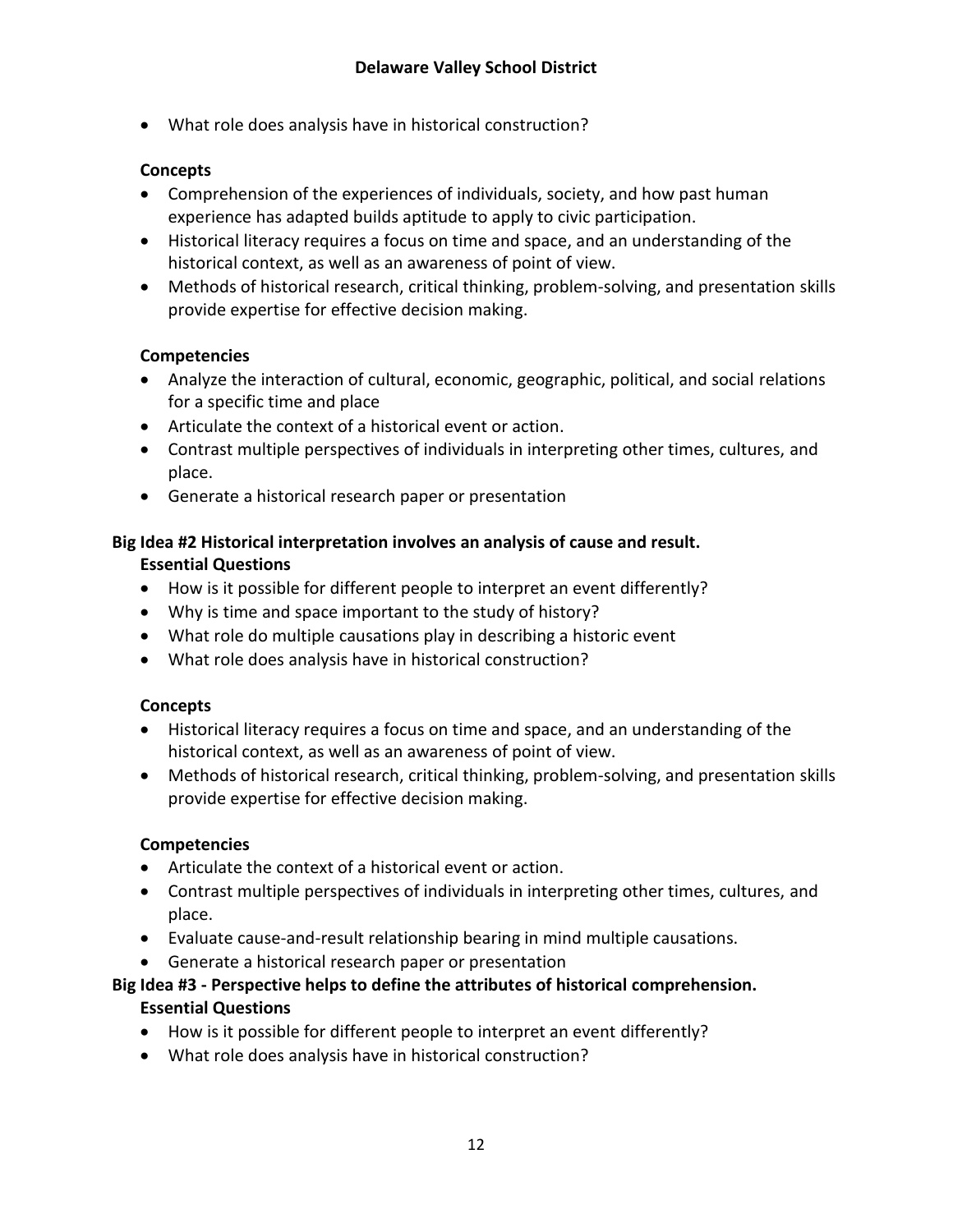- What role does analysis have in historical construction?

**Concepts**

- Comprehension of the experiences of individuals, society, and how past human experience has adapted builds aptitude to apply to civic participation.
- Historical literacy requires a focus on time and space, and an understanding of the historical context, as well as an awareness of point of view.
- Methods of historical research, critical thinking, problem-solving, and presentation skills provide expertise for effective decision making.

**Competencies**

- Analyze the interaction of cultural, economic, geographic, political, and social relations for a specific time and place
- Articulate the context of a historical event or action.
- Contrast multiple perspectives of individuals in interpreting other times, cultures, and place.
- Generate a historical research paper or presentation

**Big Idea #2 Historical interpretation involves an analysis of cause and result.**

**Essential Questions**

- How is it possible for different people to interpret an event differently?
- Why is time and space important to the study of history?
- What role do multiple causations play in describing a historic event
- What role does analysis have in historical construction?

**Concepts**

- Historical literacy requires a focus on time and space, and an understanding of the historical context, as well as an awareness of point of view.
- Methods of historical research, critical thinking, problem-solving, and presentation skills provide expertise for effective decision making.

**Competencies**

- Articulate the context of a historical event or action.
- Contrast multiple perspectives of individuals in interpreting other times, cultures, and place.
- Evaluate cause-and-result relationship bearing in mind multiple causations.
- Generate a historical research paper or presentation

**Big Idea #3 - Perspective helps to define the attributes of historical comprehension.**

**Essential Questions**

- How is it possible for different people to interpret an event differently?
- What role does analysis have in historical construction?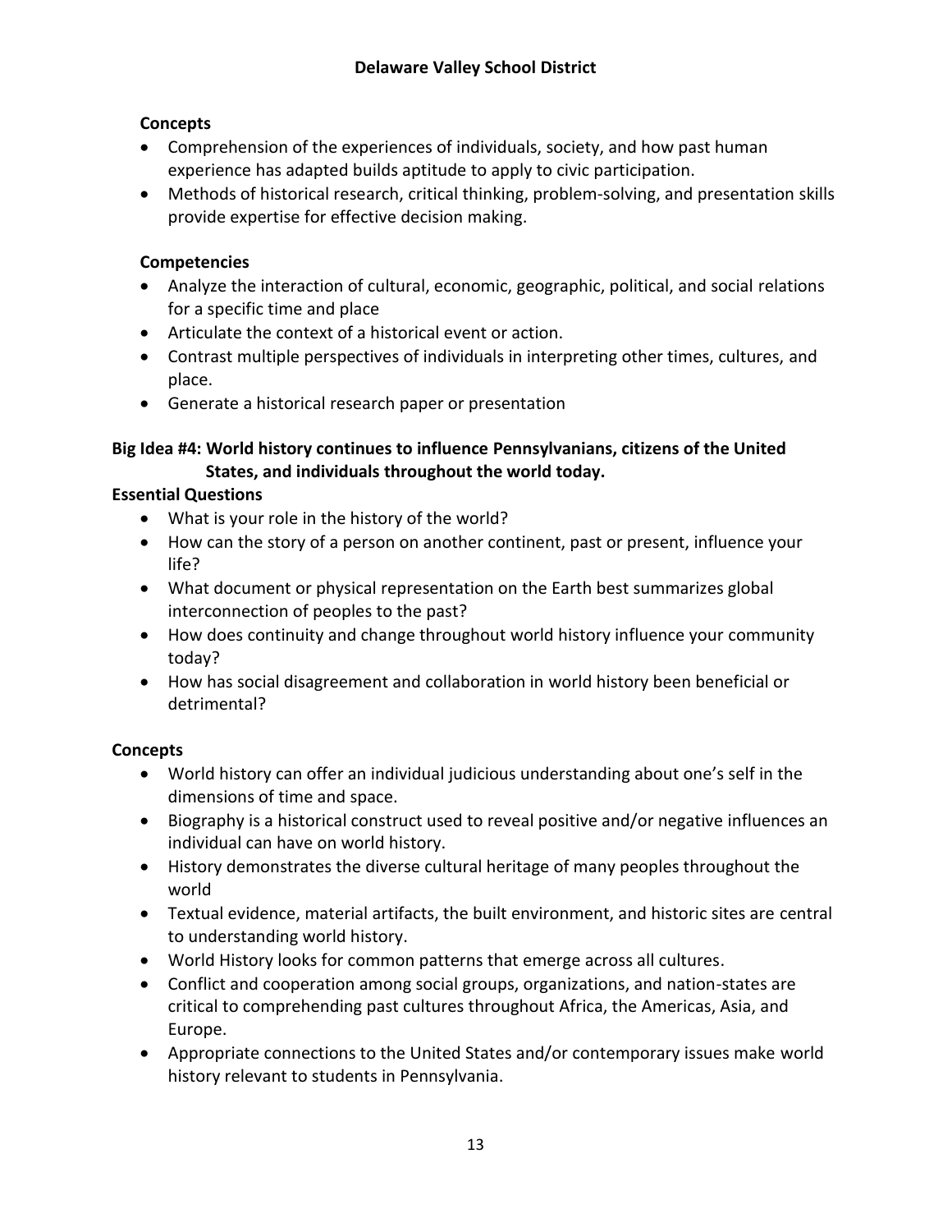**Concepts**

- Comprehension of the experiences of individuals, society, and how past human experience has adapted builds aptitude to apply to civic participation.
- Methods of historical research, critical thinking, problem-solving, and presentation skills provide expertise for effective decision making.

**Competencies**

- Analyze the interaction of cultural, economic, geographic, political, and social relations for a specific time and place
- Articulate the context of a historical event or action.
- Contrast multiple perspectives of individuals in interpreting other times, cultures, and place.
- Generate a historical research paper or presentation

**Big Idea #4: World history continues to influence Pennsylvanians, citizens of the United States, and individuals throughout the world today.**

**Essential Questions**

- What is your role in the history of the world?
- How can the story of a person on another continent, past or present, influence your life?
- What document or physical representation on the Earth best summarizes global interconnection of peoples to the past?
- How does continuity and change throughout world history influence your community today?
- How has social disagreement and collaboration in world history been beneficial or detrimental?

**Concepts**

- World history can offer an individual judicious understanding about one's self in the dimensions of time and space.
- Biography is a historical construct used to reveal positive and/or negative influences an individual can have on world history.
- History demonstrates the diverse cultural heritage of many peoples throughout the world
- Textual evidence, material artifacts, the built environment, and historic sites are central to understanding world history.
- World History looks for common patterns that emerge across all cultures.
- Conflict and cooperation among social groups, organizations, and nation-states are critical to comprehending past cultures throughout Africa, the Americas, Asia, and Europe.
- Appropriate connections to the United States and/or contemporary issues make world history relevant to students in Pennsylvania.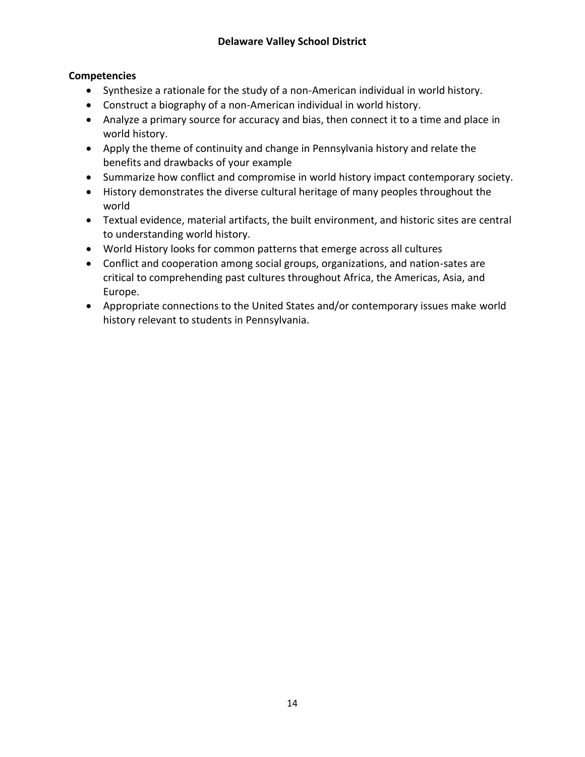**Competencies**

- Synthesize a rationale for the study of a non-American individual in world history.
- Construct a biography of a non-American individual in world history.
- Analyze a primary source for accuracy and bias, then connect it to a time and place in world history.
- Apply the theme of continuity and change in Pennsylvania history and relate the benefits and drawbacks of your example
- Summarize how conflict and compromise in world history impact contemporary society.
- History demonstrates the diverse cultural heritage of many peoples throughout the world
- Textual evidence, material artifacts, the built environment, and historic sites are central to understanding world history.
- World History looks for common patterns that emerge across all cultures
- Conflict and cooperation among social groups, organizations, and nation-sates are critical to comprehending past cultures throughout Africa, the Americas, Asia, and Europe.
- Appropriate connections to the United States and/or contemporary issues make world history relevant to students in Pennsylvania.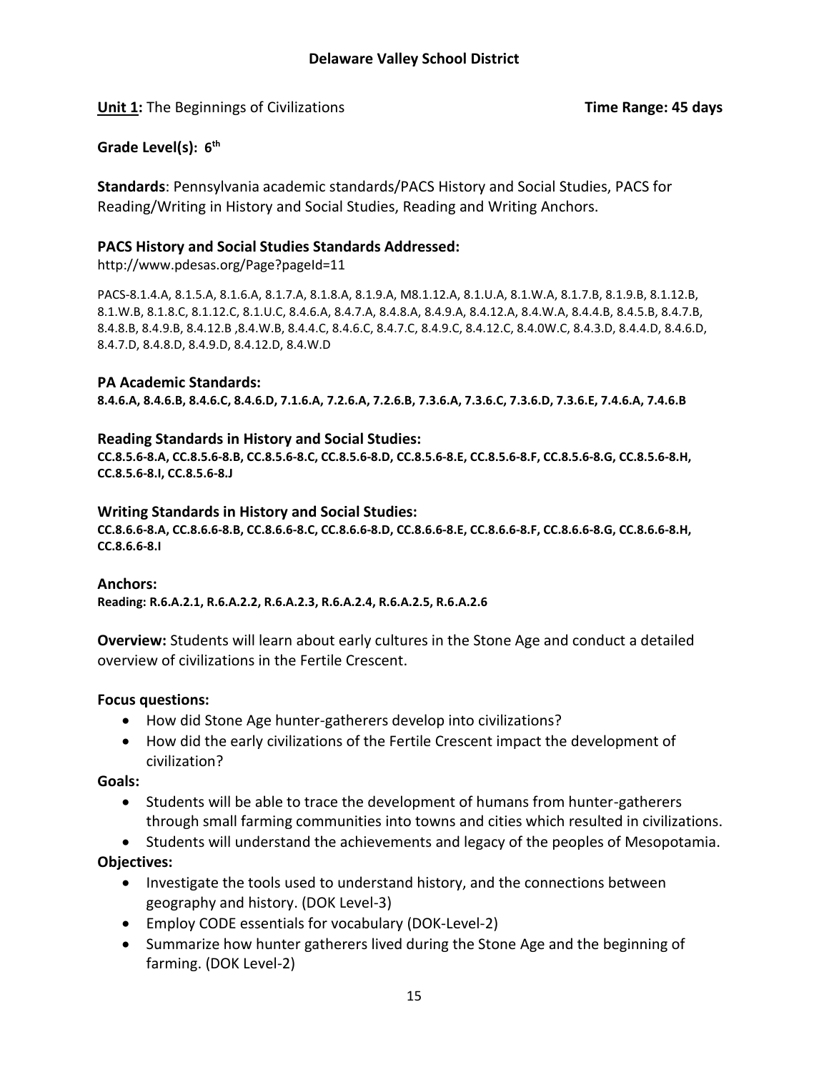**Delaware Valley School District**

**Unit 1:** The Beginnings of Civilizations **Time Range: 45 days**

**Grade Level(s): 6th**

**Standards**: Pennsylvania academic standards/PACS History and Social Studies, PACS for Reading/Writing in History and Social Studies, Reading and Writing Anchors.

**PACS History and Social Studies Standards Addressed:**

http://www.pdesas.org/Page?pageId=11

PACS-8.1.4.A, 8.1.5.A, 8.1.6.A, 8.1.7.A, 8.1.8.A, 8.1.9.A, M8.1.12.A, 8.1.U.A, 8.1.W.A, 8.1.7.B, 8.1.9.B, 8.1.12.B, 8.1.W.B, 8.1.8.C, 8.1.12.C, 8.1.U.C, 8.4.6.A, 8.4.7.A, 8.4.8.A, 8.4.9.A, 8.4.12.A, 8.4.W.A, 8.4.4.B, 8.4.5.B, 8.4.7.B, 8.4.8.B, 8.4.9.B, 8.4.12.B ,8.4.W.B, 8.4.4.C, 8.4.6.C, 8.4.7.C, 8.4.9.C, 8.4.12.C, 8.4.0W.C, 8.4.3.D, 8.4.4.D, 8.4.6.D, 8.4.7.D, 8.4.8.D, 8.4.9.D, 8.4.12.D, 8.4.W.D

**PA Academic Standards:**

**8.4.6.A, 8.4.6.B, 8.4.6.C, 8.4.6.D, 7.1.6.A, 7.2.6.A, 7.2.6.B, 7.3.6.A, 7.3.6.C, 7.3.6.D, 7.3.6.E, 7.4.6.A, 7.4.6.B**

**Reading Standards in History and Social Studies:**

**CC.8.5.6-8.A, CC.8.5.6-8.B, CC.8.5.6-8.C, CC.8.5.6-8.D, CC.8.5.6-8.E, CC.8.5.6-8.F, CC.8.5.6-8.G, CC.8.5.6-8.H, CC.8.5.6-8.I, CC.8.5.6-8.J**

**Writing Standards in History and Social Studies:**

**CC.8.6.6-8.A, CC.8.6.6-8.B, CC.8.6.6-8.C, CC.8.6.6-8.D, CC.8.6.6-8.E, CC.8.6.6-8.F, CC.8.6.6-8.G, CC.8.6.6-8.H, CC.8.6.6-8.I**

**Anchors:**

**Reading: R.6.A.2.1, R.6.A.2.2, R.6.A.2.3, R.6.A.2.4, R.6.A.2.5, R.6.A.2.6**

**Overview:** Students will learn about early cultures in the Stone Age and conduct a detailed overview of civilizations in the Fertile Crescent.

**Focus questions:**

- How did Stone Age hunter-gatherers develop into civilizations?
- How did the early civilizations of the Fertile Crescent impact the development of civilization?

**Goals:**

- Students will be able to trace the development of humans from hunter-gatherers through small farming communities into towns and cities which resulted in civilizations.
- Students will understand the achievements and legacy of the peoples of Mesopotamia.

**Objectives:**

- Investigate the tools used to understand history, and the connections between geography and history. (DOK Level-3)
- Employ CODE essentials for vocabulary (DOK-Level-2)
- Summarize how hunter gatherers lived during the Stone Age and the beginning of farming. (DOK Level-2)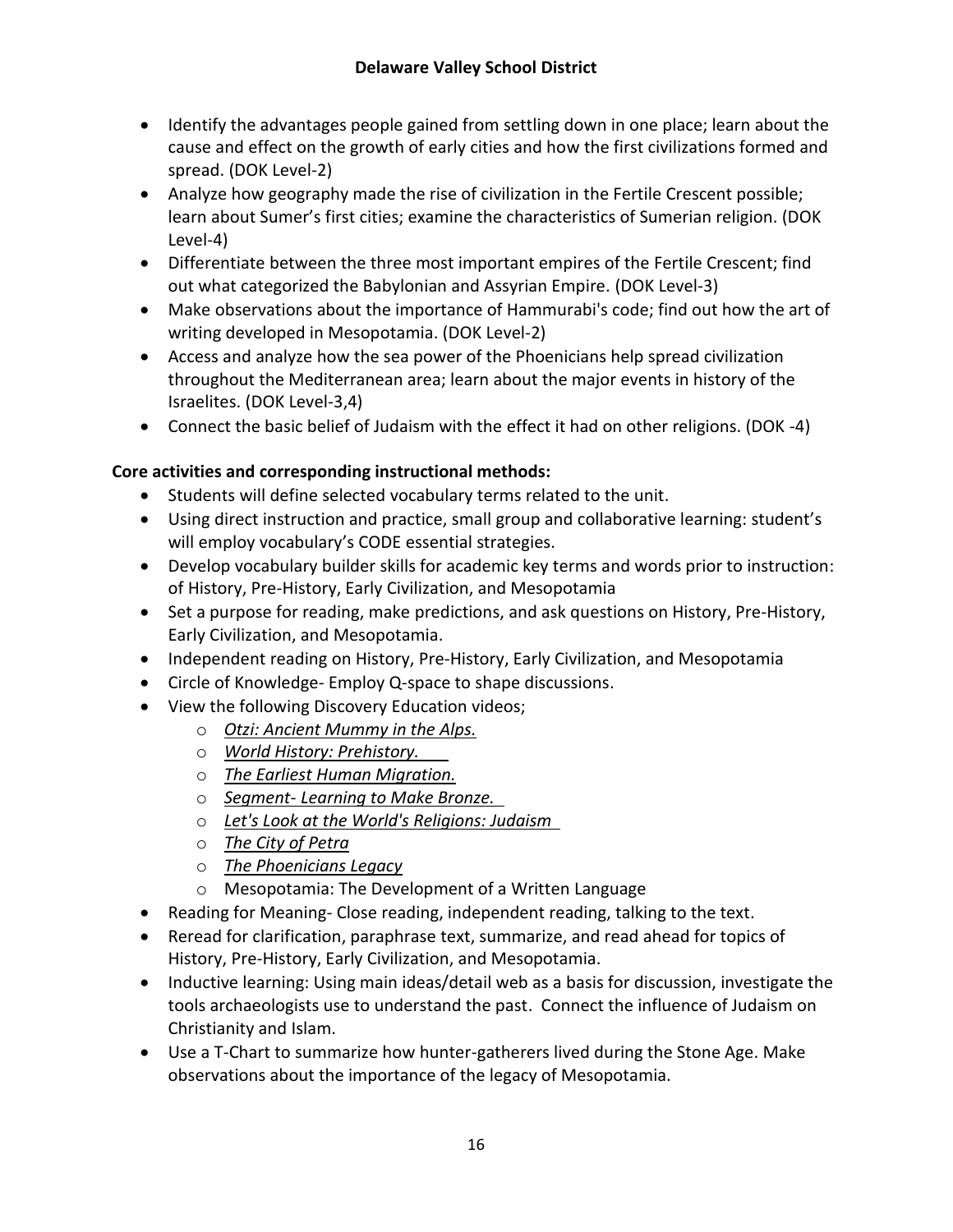- Identify the advantages people gained from settling down in one place; learn about the cause and effect on the growth of early cities and how the first civilizations formed and spread. (DOK Level-2)
- Analyze how geography made the rise of civilization in the Fertile Crescent possible; learn about Sumer's first cities; examine the characteristics of Sumerian religion. (DOK Level-4)
- Differentiate between the three most important empires of the Fertile Crescent; find out what categorized the Babylonian and Assyrian Empire. (DOK Level-3)
- Make observations about the importance of Hammurabi's code; find out how the art of writing developed in Mesopotamia. (DOK Level-2)
- Access and analyze how the sea power of the Phoenicians help spread civilization throughout the Mediterranean area; learn about the major events in history of the Israelites. (DOK Level-3,4)
- Connect the basic belief of Judaism with the effect it had on other religions. (DOK -4)

**Core activities and corresponding instructional methods:**

- Students will define selected vocabulary terms related to the unit.
- Using direct instruction and practice, small group and collaborative learning: student's will employ vocabulary's CODE essential strategies.
- Develop vocabulary builder skills for academic key terms and words prior to instruction: of History, Pre-History, Early Civilization, and Mesopotamia
- Set a purpose for reading, make predictions, and ask questions on History, Pre-History, Early Civilization, and Mesopotamia.
- Independent reading on History, Pre-History, Early Civilization, and Mesopotamia
- Circle of Knowledge- Employ Q-space to shape discussions.
- View the following Discovery Education videos;
  - *Otzi: Ancient Mummy in the Alps.*
  - *World History: Prehistory.*
  - *The Earliest Human Migration.*
  - *Segment- Learning to Make Bronze.*
  - *Let's Look at the World's Religions: Judaism*
  - *The City of Petra*
  - *The Phoenicians Legacy*
  - Mesopotamia: The Development of a Written Language
- Reading for Meaning- Close reading, independent reading, talking to the text.
- Reread for clarification, paraphrase text, summarize, and read ahead for topics of History, Pre-History, Early Civilization, and Mesopotamia.
- Inductive learning: Using main ideas/detail web as a basis for discussion, investigate the tools archaeologists use to understand the past. Connect the influence of Judaism on Christianity and Islam.
- Use a T-Chart to summarize how hunter-gatherers lived during the Stone Age. Make observations about the importance of the legacy of Mesopotamia.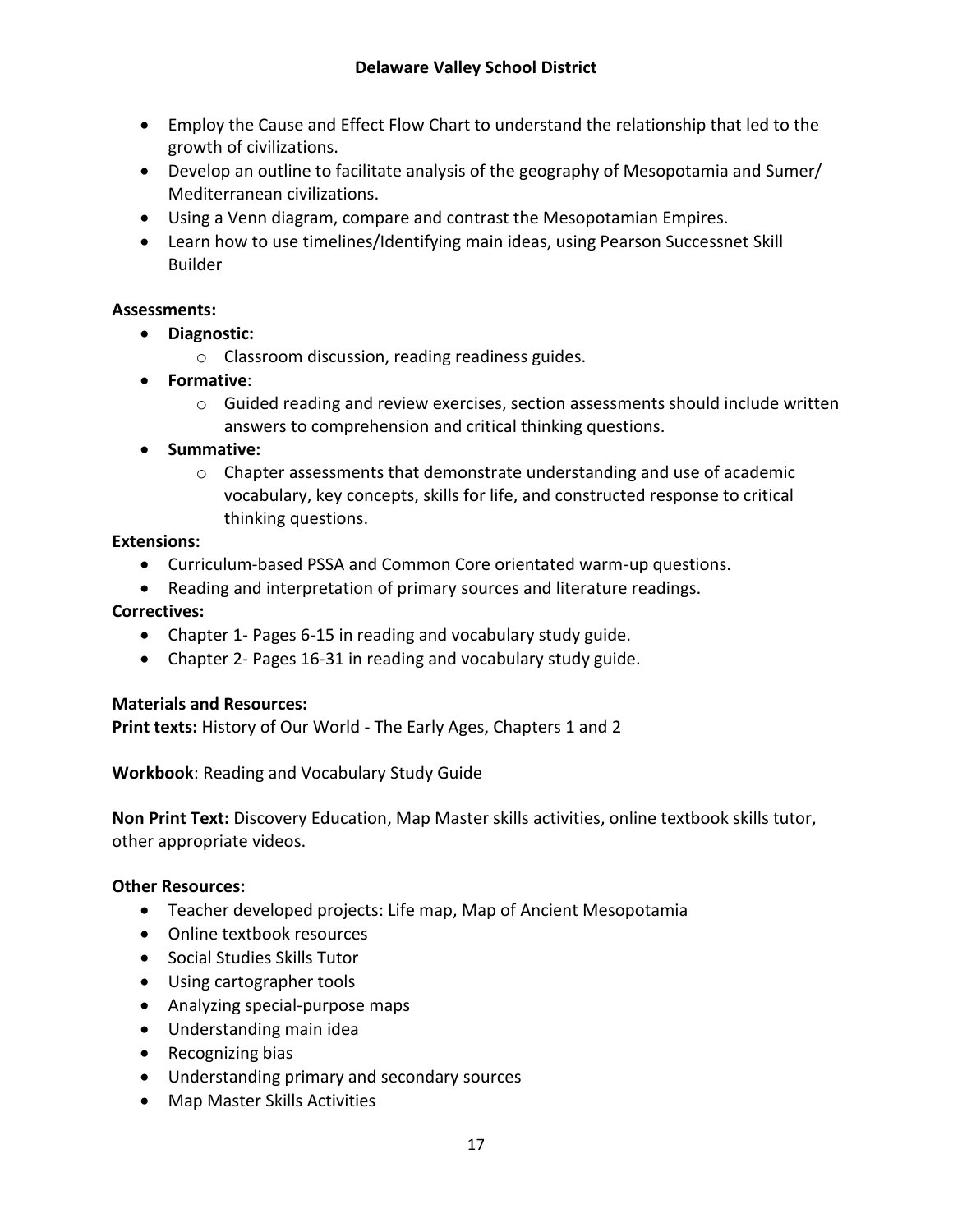- Employ the Cause and Effect Flow Chart to understand the relationship that led to the growth of civilizations.
- Develop an outline to facilitate analysis of the geography of Mesopotamia and Sumer/ Mediterranean civilizations.
- Using a Venn diagram, compare and contrast the Mesopotamian Empires.
- Learn how to use timelines/Identifying main ideas, using Pearson Successnet Skill Builder

**Assessments:**

- **Diagnostic:**
  - Classroom discussion, reading readiness guides.
- **Formative**:
  - Guided reading and review exercises, section assessments should include written answers to comprehension and critical thinking questions.
- **Summative:**
  - Chapter assessments that demonstrate understanding and use of academic vocabulary, key concepts, skills for life, and constructed response to critical thinking questions.

**Extensions:**

- Curriculum-based PSSA and Common Core orientated warm-up questions.
- Reading and interpretation of primary sources and literature readings.

**Correctives:**

- Chapter 1- Pages 6-15 in reading and vocabulary study guide.
- Chapter 2- Pages 16-31 in reading and vocabulary study guide.

**Materials and Resources:**

**Print texts:** History of Our World - The Early Ages, Chapters 1 and 2

**Workbook**: Reading and Vocabulary Study Guide

**Non Print Text:** Discovery Education, Map Master skills activities, online textbook skills tutor, other appropriate videos.

**Other Resources:**

- Teacher developed projects: Life map, Map of Ancient Mesopotamia
- Online textbook resources
- Social Studies Skills Tutor
- Using cartographer tools
- Analyzing special-purpose maps
- Understanding main idea
- Recognizing bias
- Understanding primary and secondary sources
- Map Master Skills Activities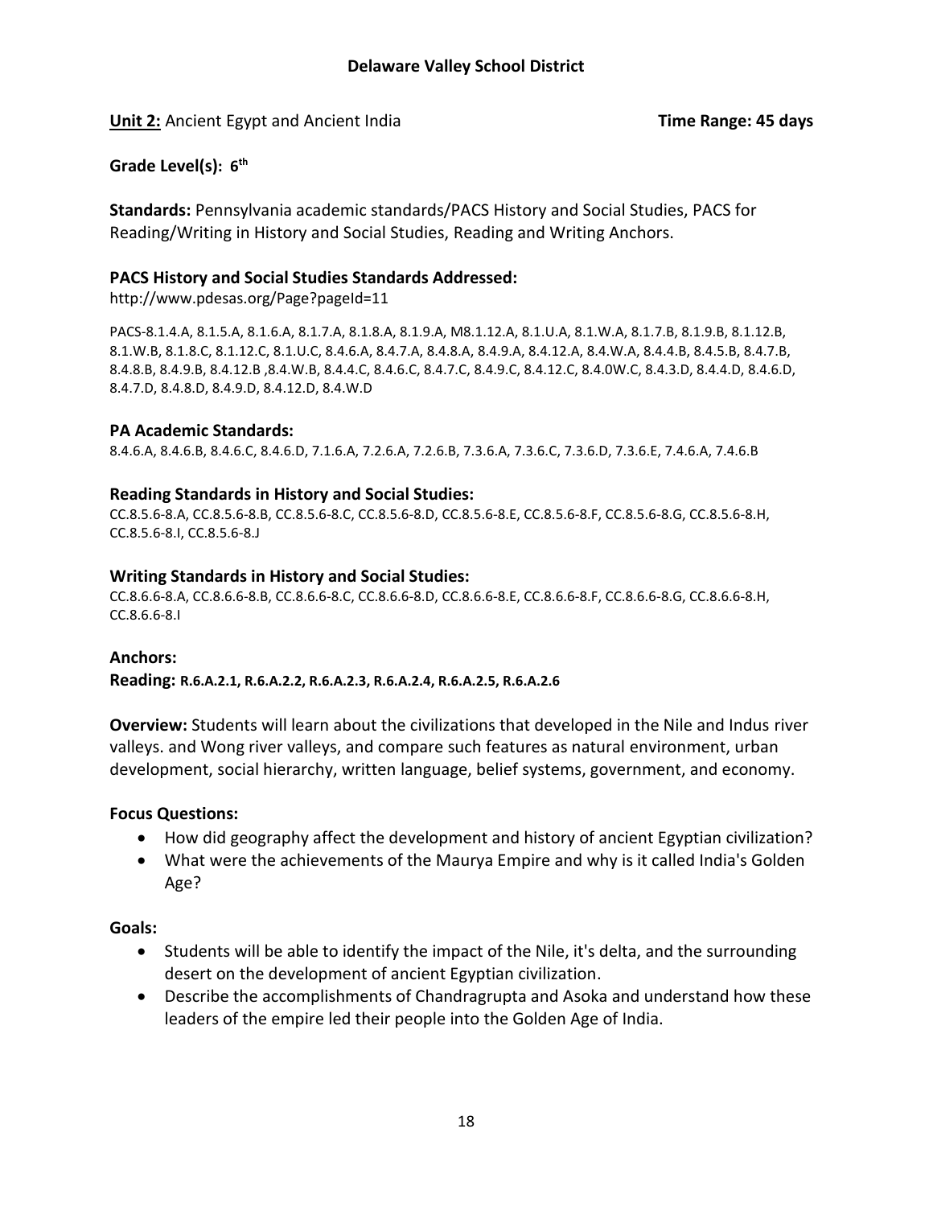## Delaware Valley School District

**Unit 2:** Ancient Egypt and Ancient India **Time Range: 45 days**

**Grade Level(s): 6th**

**Standards:** Pennsylvania academic standards/PACS History and Social Studies, PACS for Reading/Writing in History and Social Studies, Reading and Writing Anchors.

### PACS History and Social Studies Standards Addressed:

http://www.pdesas.org/Page?pageId=11

PACS-8.1.4.A, 8.1.5.A, 8.1.6.A, 8.1.7.A, 8.1.8.A, 8.1.9.A, M8.1.12.A, 8.1.U.A, 8.1.W.A, 8.1.7.B, 8.1.9.B, 8.1.12.B, 8.1.W.B, 8.1.8.C, 8.1.12.C, 8.1.U.C, 8.4.6.A, 8.4.7.A, 8.4.8.A, 8.4.9.A, 8.4.12.A, 8.4.W.A, 8.4.4.B, 8.4.5.B, 8.4.7.B, 8.4.8.B, 8.4.9.B, 8.4.12.B ,8.4.W.B, 8.4.4.C, 8.4.6.C, 8.4.7.C, 8.4.9.C, 8.4.12.C, 8.4.0W.C, 8.4.3.D, 8.4.4.D, 8.4.6.D, 8.4.7.D, 8.4.8.D, 8.4.9.D, 8.4.12.D, 8.4.W.D

### PA Academic Standards:

8.4.6.A, 8.4.6.B, 8.4.6.C, 8.4.6.D, 7.1.6.A, 7.2.6.A, 7.2.6.B, 7.3.6.A, 7.3.6.C, 7.3.6.D, 7.3.6.E, 7.4.6.A, 7.4.6.B

### Reading Standards in History and Social Studies:

CC.8.5.6-8.A, CC.8.5.6-8.B, CC.8.5.6-8.C, CC.8.5.6-8.D, CC.8.5.6-8.E, CC.8.5.6-8.F, CC.8.5.6-8.G, CC.8.5.6-8.H, CC.8.5.6-8.I, CC.8.5.6-8.J

### Writing Standards in History and Social Studies:

CC.8.6.6-8.A, CC.8.6.6-8.B, CC.8.6.6-8.C, CC.8.6.6-8.D, CC.8.6.6-8.E, CC.8.6.6-8.F, CC.8.6.6-8.G, CC.8.6.6-8.H, CC.8.6.6-8.I

### Anchors:

**Reading: R.6.A.2.1, R.6.A.2.2, R.6.A.2.3, R.6.A.2.4, R.6.A.2.5, R.6.A.2.6**

**Overview:** Students will learn about the civilizations that developed in the Nile and Indus river valleys. and Wong river valleys, and compare such features as natural environment, urban development, social hierarchy, written language, belief systems, government, and economy.

**Focus Questions:**

- How did geography affect the development and history of ancient Egyptian civilization?
- What were the achievements of the Maurya Empire and why is it called India's Golden Age?

**Goals:**

- Students will be able to identify the impact of the Nile, it's delta, and the surrounding desert on the development of ancient Egyptian civilization.
- Describe the accomplishments of Chandragrupta and Asoka and understand how these leaders of the empire led their people into the Golden Age of India.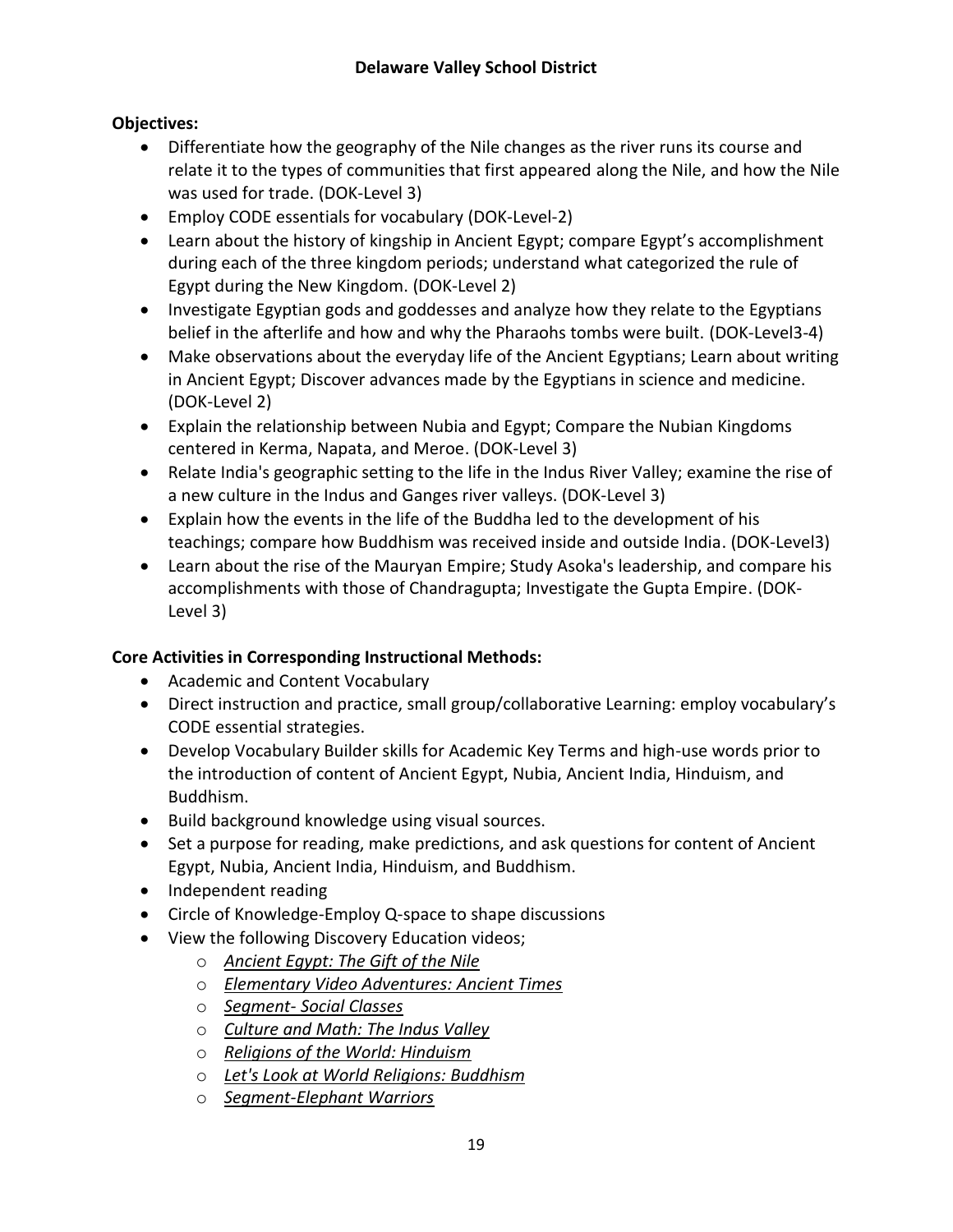**Objectives:**

- Differentiate how the geography of the Nile changes as the river runs its course and relate it to the types of communities that first appeared along the Nile, and how the Nile was used for trade. (DOK-Level 3)
- Employ CODE essentials for vocabulary (DOK-Level-2)
- Learn about the history of kingship in Ancient Egypt; compare Egypt's accomplishment during each of the three kingdom periods; understand what categorized the rule of Egypt during the New Kingdom. (DOK-Level 2)
- Investigate Egyptian gods and goddesses and analyze how they relate to the Egyptians belief in the afterlife and how and why the Pharaohs tombs were built. (DOK-Level3-4)
- Make observations about the everyday life of the Ancient Egyptians; Learn about writing in Ancient Egypt; Discover advances made by the Egyptians in science and medicine. (DOK-Level 2)
- Explain the relationship between Nubia and Egypt; Compare the Nubian Kingdoms centered in Kerma, Napata, and Meroe. (DOK-Level 3)
- Relate India's geographic setting to the life in the Indus River Valley; examine the rise of a new culture in the Indus and Ganges river valleys. (DOK-Level 3)
- Explain how the events in the life of the Buddha led to the development of his teachings; compare how Buddhism was received inside and outside India. (DOK-Level3)
- Learn about the rise of the Mauryan Empire; Study Asoka's leadership, and compare his accomplishments with those of Chandragupta; Investigate the Gupta Empire. (DOK-Level 3)

**Core Activities in Corresponding Instructional Methods:**

- Academic and Content Vocabulary
- Direct instruction and practice, small group/collaborative Learning: employ vocabulary's CODE essential strategies.
- Develop Vocabulary Builder skills for Academic Key Terms and high-use words prior to the introduction of content of Ancient Egypt, Nubia, Ancient India, Hinduism, and Buddhism.
- Build background knowledge using visual sources.
- Set a purpose for reading, make predictions, and ask questions for content of Ancient Egypt, Nubia, Ancient India, Hinduism, and Buddhism.
- Independent reading
- Circle of Knowledge-Employ Q-space to shape discussions
- View the following Discovery Education videos;
  - *Ancient Egypt: The Gift of the Nile*
  - *Elementary Video Adventures: Ancient Times*
  - *Segment- Social Classes*
  - *Culture and Math: The Indus Valley*
  - *Religions of the World: Hinduism*
  - *Let's Look at World Religions: Buddhism*
  - *Segment-Elephant Warriors*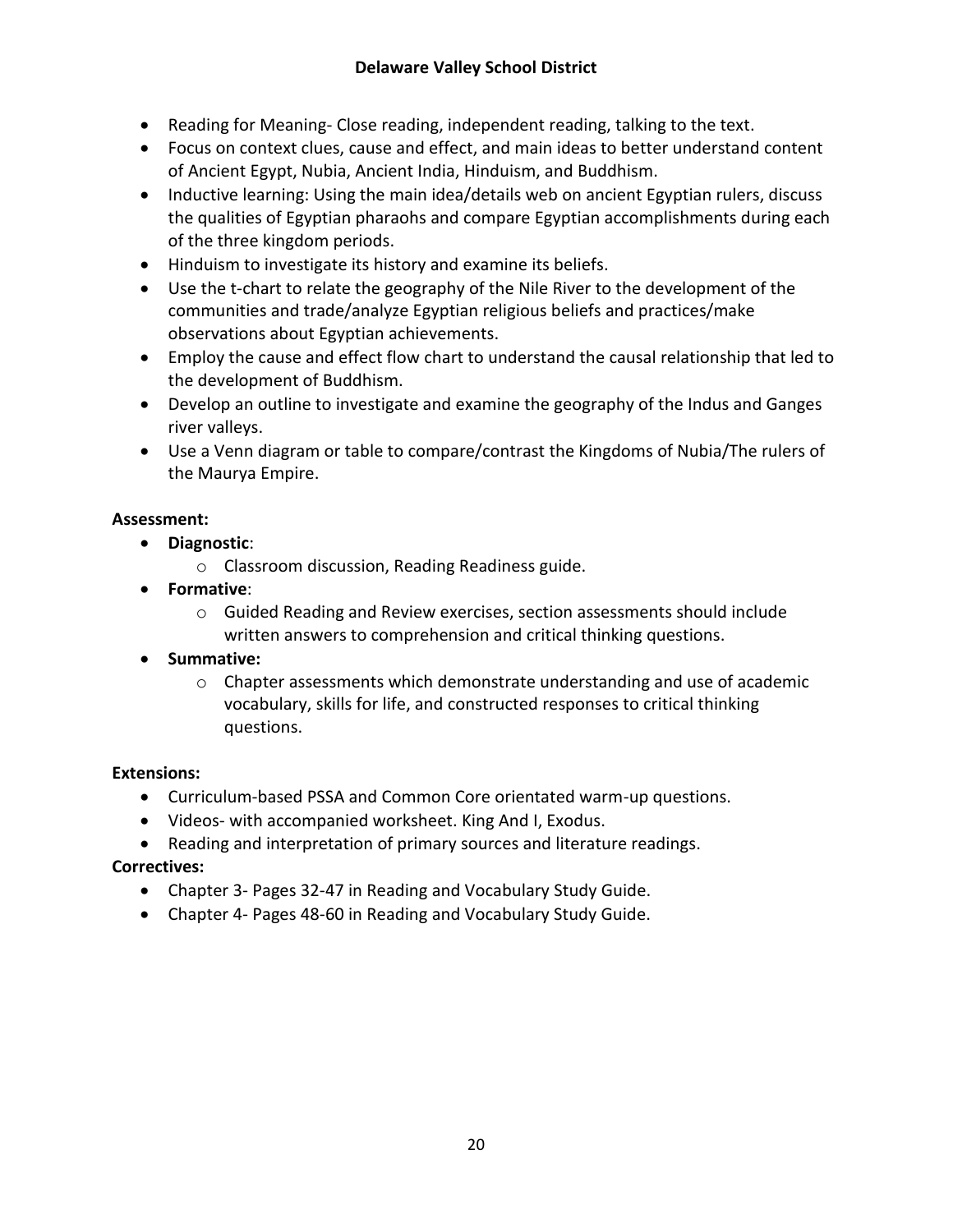- Reading for Meaning- Close reading, independent reading, talking to the text.
- Focus on context clues, cause and effect, and main ideas to better understand content of Ancient Egypt, Nubia, Ancient India, Hinduism, and Buddhism.
- Inductive learning: Using the main idea/details web on ancient Egyptian rulers, discuss the qualities of Egyptian pharaohs and compare Egyptian accomplishments during each of the three kingdom periods.
- Hinduism to investigate its history and examine its beliefs.
- Use the t-chart to relate the geography of the Nile River to the development of the communities and trade/analyze Egyptian religious beliefs and practices/make observations about Egyptian achievements.
- Employ the cause and effect flow chart to understand the causal relationship that led to the development of Buddhism.
- Develop an outline to investigate and examine the geography of the Indus and Ganges river valleys.
- Use a Venn diagram or table to compare/contrast the Kingdoms of Nubia/The rulers of the Maurya Empire.

**Assessment:**

- **Diagnostic**:
  - Classroom discussion, Reading Readiness guide.
- **Formative**:
  - Guided Reading and Review exercises, section assessments should include written answers to comprehension and critical thinking questions.
- **Summative:**
  - Chapter assessments which demonstrate understanding and use of academic vocabulary, skills for life, and constructed responses to critical thinking questions.

**Extensions:**

- Curriculum-based PSSA and Common Core orientated warm-up questions.
- Videos- with accompanied worksheet. King And I, Exodus.
- Reading and interpretation of primary sources and literature readings.

**Correctives:**

- Chapter 3- Pages 32-47 in Reading and Vocabulary Study Guide.
- Chapter 4- Pages 48-60 in Reading and Vocabulary Study Guide.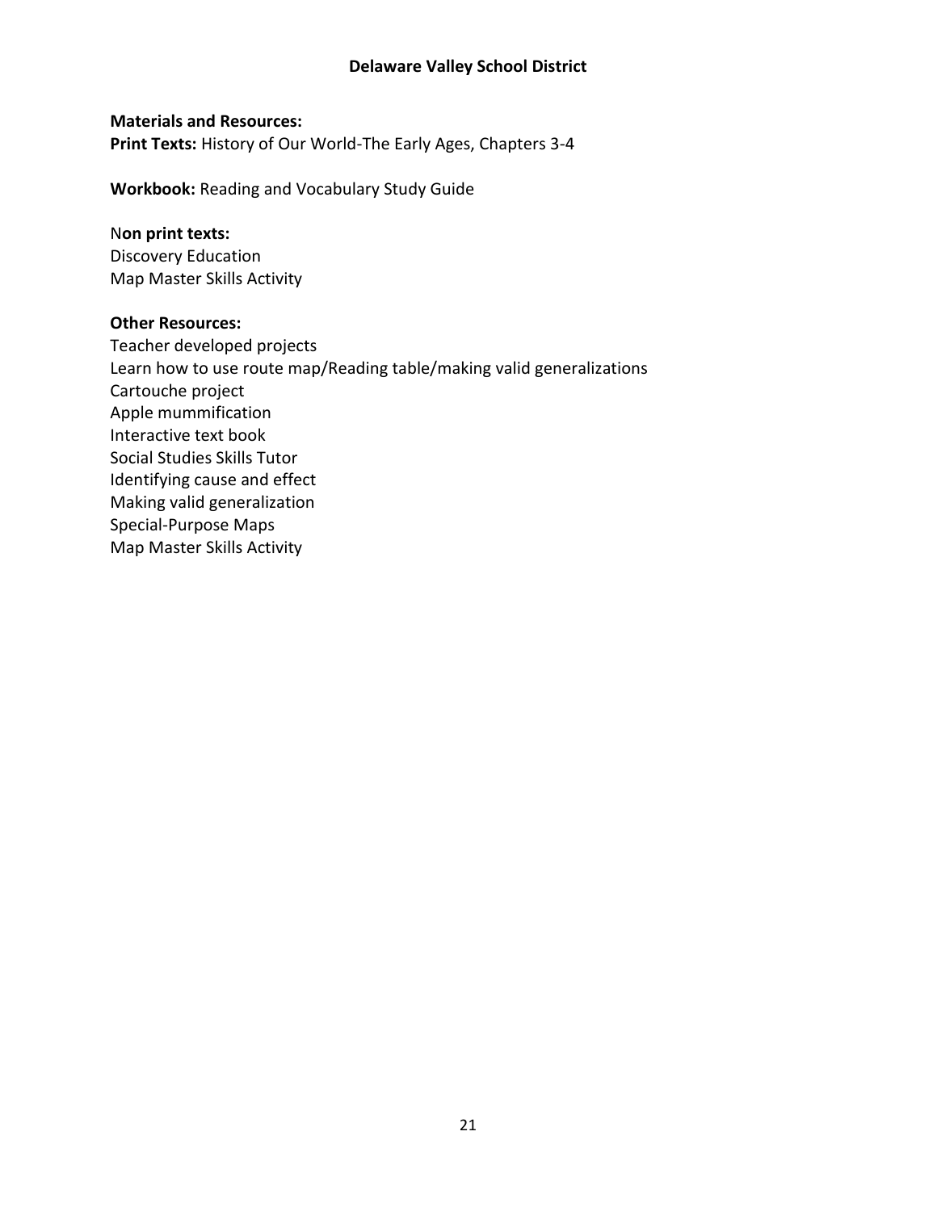**Materials and Resources:**
**Print Texts:** History of Our World-The Early Ages, Chapters 3-4

**Workbook:** Reading and Vocabulary Study Guide

N**on print texts:**
Discovery Education
Map Master Skills Activity

**Other Resources:**
Teacher developed projects
Learn how to use route map/Reading table/making valid generalizations
Cartouche project
Apple mummification
Interactive text book
Social Studies Skills Tutor
Identifying cause and effect
Making valid generalization
Special-Purpose Maps
Map Master Skills Activity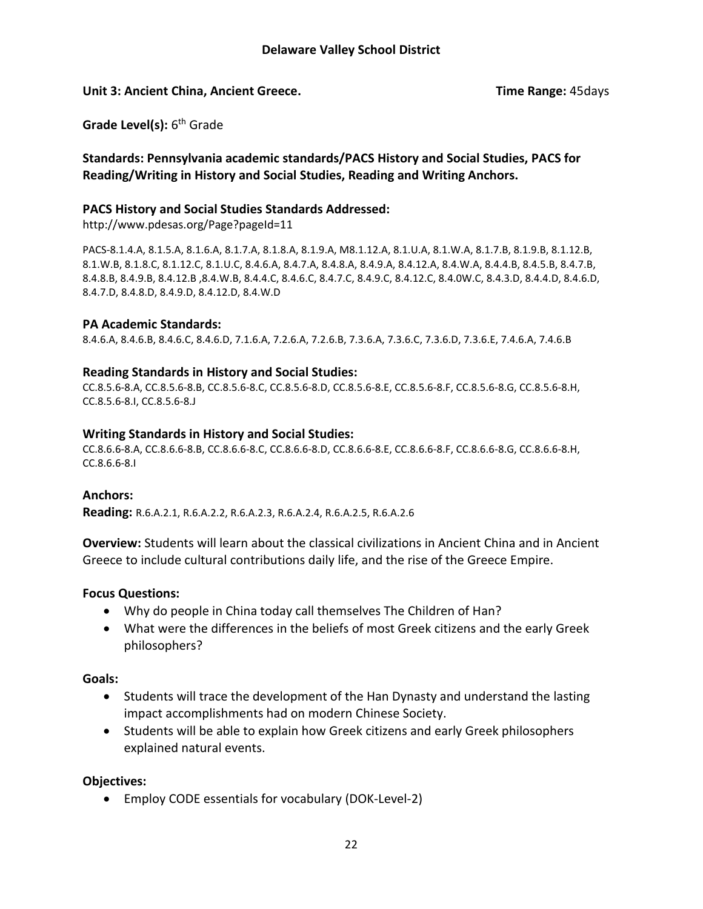**Delaware Valley School District**

**Unit 3: Ancient China, Ancient Greece.** **Time Range:** 45days

**Grade Level(s):** 6th Grade

**Standards: Pennsylvania academic standards/PACS History and Social Studies, PACS for Reading/Writing in History and Social Studies, Reading and Writing Anchors.**

**PACS History and Social Studies Standards Addressed:**

http://www.pdesas.org/Page?pageId=11

PACS-8.1.4.A, 8.1.5.A, 8.1.6.A, 8.1.7.A, 8.1.8.A, 8.1.9.A, M8.1.12.A, 8.1.U.A, 8.1.W.A, 8.1.7.B, 8.1.9.B, 8.1.12.B, 8.1.W.B, 8.1.8.C, 8.1.12.C, 8.1.U.C, 8.4.6.A, 8.4.7.A, 8.4.8.A, 8.4.9.A, 8.4.12.A, 8.4.W.A, 8.4.4.B, 8.4.5.B, 8.4.7.B, 8.4.8.B, 8.4.9.B, 8.4.12.B ,8.4.W.B, 8.4.4.C, 8.4.6.C, 8.4.7.C, 8.4.9.C, 8.4.12.C, 8.4.0W.C, 8.4.3.D, 8.4.4.D, 8.4.6.D, 8.4.7.D, 8.4.8.D, 8.4.9.D, 8.4.12.D, 8.4.W.D

**PA Academic Standards:**

8.4.6.A, 8.4.6.B, 8.4.6.C, 8.4.6.D, 7.1.6.A, 7.2.6.A, 7.2.6.B, 7.3.6.A, 7.3.6.C, 7.3.6.D, 7.3.6.E, 7.4.6.A, 7.4.6.B

**Reading Standards in History and Social Studies:**

CC.8.5.6-8.A, CC.8.5.6-8.B, CC.8.5.6-8.C, CC.8.5.6-8.D, CC.8.5.6-8.E, CC.8.5.6-8.F, CC.8.5.6-8.G, CC.8.5.6-8.H, CC.8.5.6-8.I, CC.8.5.6-8.J

**Writing Standards in History and Social Studies:**

CC.8.6.6-8.A, CC.8.6.6-8.B, CC.8.6.6-8.C, CC.8.6.6-8.D, CC.8.6.6-8.E, CC.8.6.6-8.F, CC.8.6.6-8.G, CC.8.6.6-8.H, CC.8.6.6-8.I

**Anchors:**

**Reading:** R.6.A.2.1, R.6.A.2.2, R.6.A.2.3, R.6.A.2.4, R.6.A.2.5, R.6.A.2.6

**Overview:** Students will learn about the classical civilizations in Ancient China and in Ancient Greece to include cultural contributions daily life, and the rise of the Greece Empire.

**Focus Questions:**

- Why do people in China today call themselves The Children of Han?
- What were the differences in the beliefs of most Greek citizens and the early Greek philosophers?

**Goals:**

- Students will trace the development of the Han Dynasty and understand the lasting impact accomplishments had on modern Chinese Society.
- Students will be able to explain how Greek citizens and early Greek philosophers explained natural events.

**Objectives:**

- Employ CODE essentials for vocabulary (DOK-Level-2)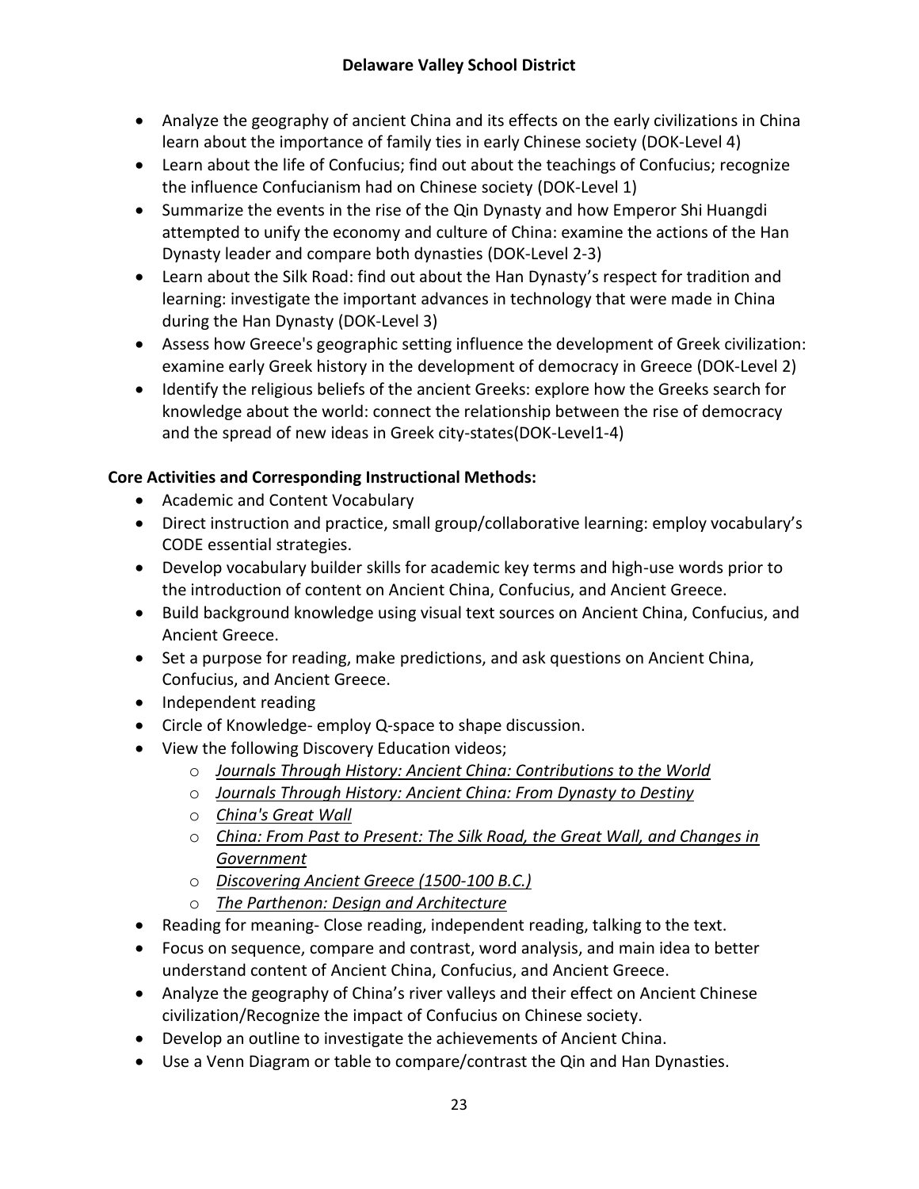- Analyze the geography of ancient China and its effects on the early civilizations in China learn about the importance of family ties in early Chinese society (DOK-Level 4)
- Learn about the life of Confucius; find out about the teachings of Confucius; recognize the influence Confucianism had on Chinese society (DOK-Level 1)
- Summarize the events in the rise of the Qin Dynasty and how Emperor Shi Huangdi attempted to unify the economy and culture of China: examine the actions of the Han Dynasty leader and compare both dynasties (DOK-Level 2-3)
- Learn about the Silk Road: find out about the Han Dynasty's respect for tradition and learning: investigate the important advances in technology that were made in China during the Han Dynasty (DOK-Level 3)
- Assess how Greece's geographic setting influence the development of Greek civilization: examine early Greek history in the development of democracy in Greece (DOK-Level 2)
- Identify the religious beliefs of the ancient Greeks: explore how the Greeks search for knowledge about the world: connect the relationship between the rise of democracy and the spread of new ideas in Greek city-states(DOK-Level1-4)

**Core Activities and Corresponding Instructional Methods:**

- Academic and Content Vocabulary
- Direct instruction and practice, small group/collaborative learning: employ vocabulary's CODE essential strategies.
- Develop vocabulary builder skills for academic key terms and high-use words prior to the introduction of content on Ancient China, Confucius, and Ancient Greece.
- Build background knowledge using visual text sources on Ancient China, Confucius, and Ancient Greece.
- Set a purpose for reading, make predictions, and ask questions on Ancient China, Confucius, and Ancient Greece.
- Independent reading
- Circle of Knowledge- employ Q-space to shape discussion.
- View the following Discovery Education videos;
    - *Journals Through History: Ancient China: Contributions to the World*
    - *Journals Through History: Ancient China: From Dynasty to Destiny*
    - *China's Great Wall*
    - *China: From Past to Present: The Silk Road, the Great Wall, and Changes in Government*
    - *Discovering Ancient Greece (1500-100 B.C.)*
    - *The Parthenon: Design and Architecture*
- Reading for meaning- Close reading, independent reading, talking to the text.
- Focus on sequence, compare and contrast, word analysis, and main idea to better understand content of Ancient China, Confucius, and Ancient Greece.
- Analyze the geography of China's river valleys and their effect on Ancient Chinese civilization/Recognize the impact of Confucius on Chinese society.
- Develop an outline to investigate the achievements of Ancient China.
- Use a Venn Diagram or table to compare/contrast the Qin and Han Dynasties.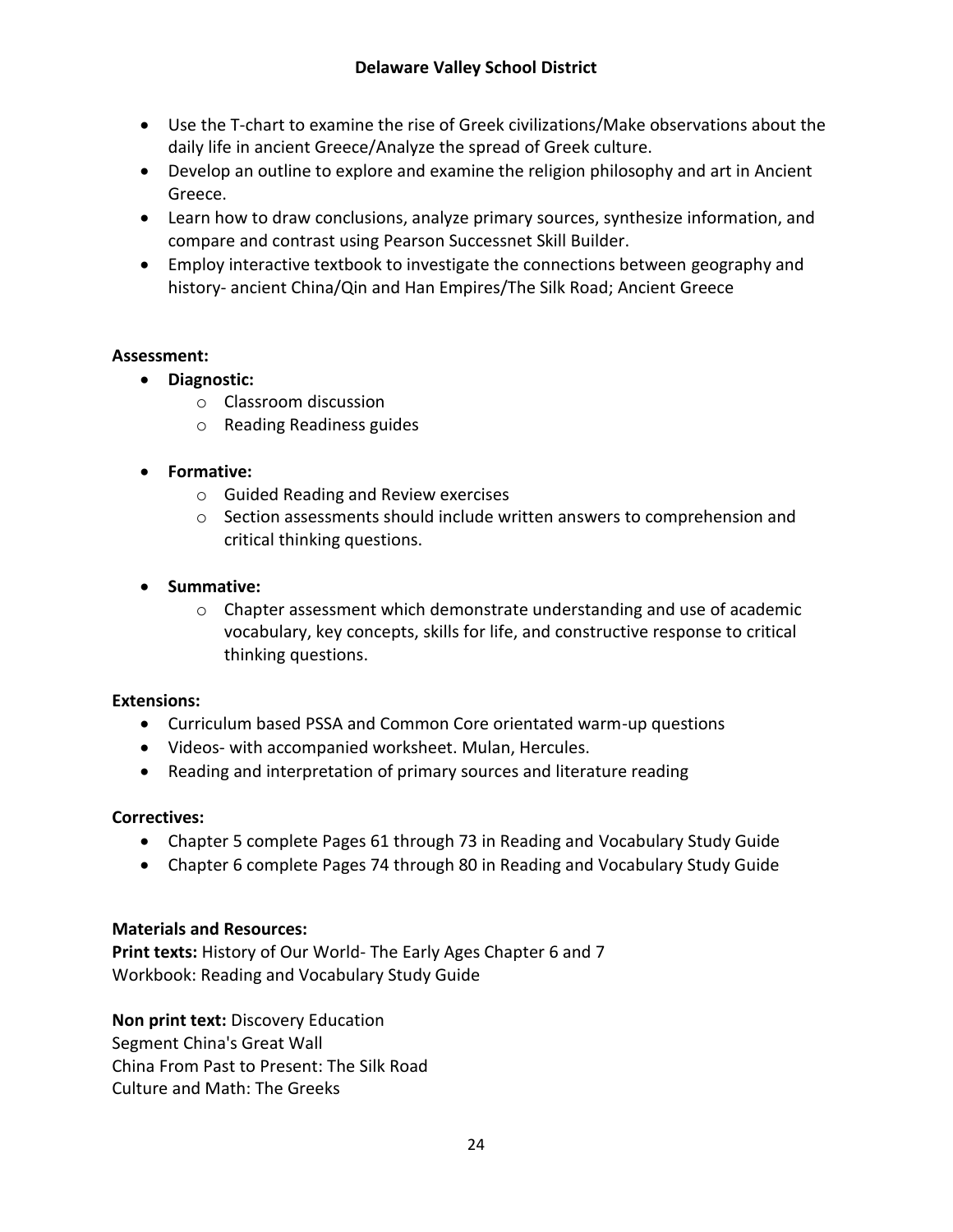- Use the T-chart to examine the rise of Greek civilizations/Make observations about the daily life in ancient Greece/Analyze the spread of Greek culture.
- Develop an outline to explore and examine the religion philosophy and art in Ancient Greece.
- Learn how to draw conclusions, analyze primary sources, synthesize information, and compare and contrast using Pearson Successnet Skill Builder.
- Employ interactive textbook to investigate the connections between geography and history- ancient China/Qin and Han Empires/The Silk Road; Ancient Greece

**Assessment:**

- **Diagnostic:**
  - Classroom discussion
  - Reading Readiness guides
- **Formative:**
  - Guided Reading and Review exercises
  - Section assessments should include written answers to comprehension and critical thinking questions.
- **Summative:**
  - Chapter assessment which demonstrate understanding and use of academic vocabulary, key concepts, skills for life, and constructive response to critical thinking questions.

**Extensions:**

- Curriculum based PSSA and Common Core orientated warm-up questions
- Videos- with accompanied worksheet. Mulan, Hercules.
- Reading and interpretation of primary sources and literature reading

**Correctives:**

- Chapter 5 complete Pages 61 through 73 in Reading and Vocabulary Study Guide
- Chapter 6 complete Pages 74 through 80 in Reading and Vocabulary Study Guide

**Materials and Resources:**

**Print texts:** History of Our World- The Early Ages Chapter 6 and 7
Workbook: Reading and Vocabulary Study Guide

**Non print text:** Discovery Education
Segment China's Great Wall
China From Past to Present: The Silk Road
Culture and Math: The Greeks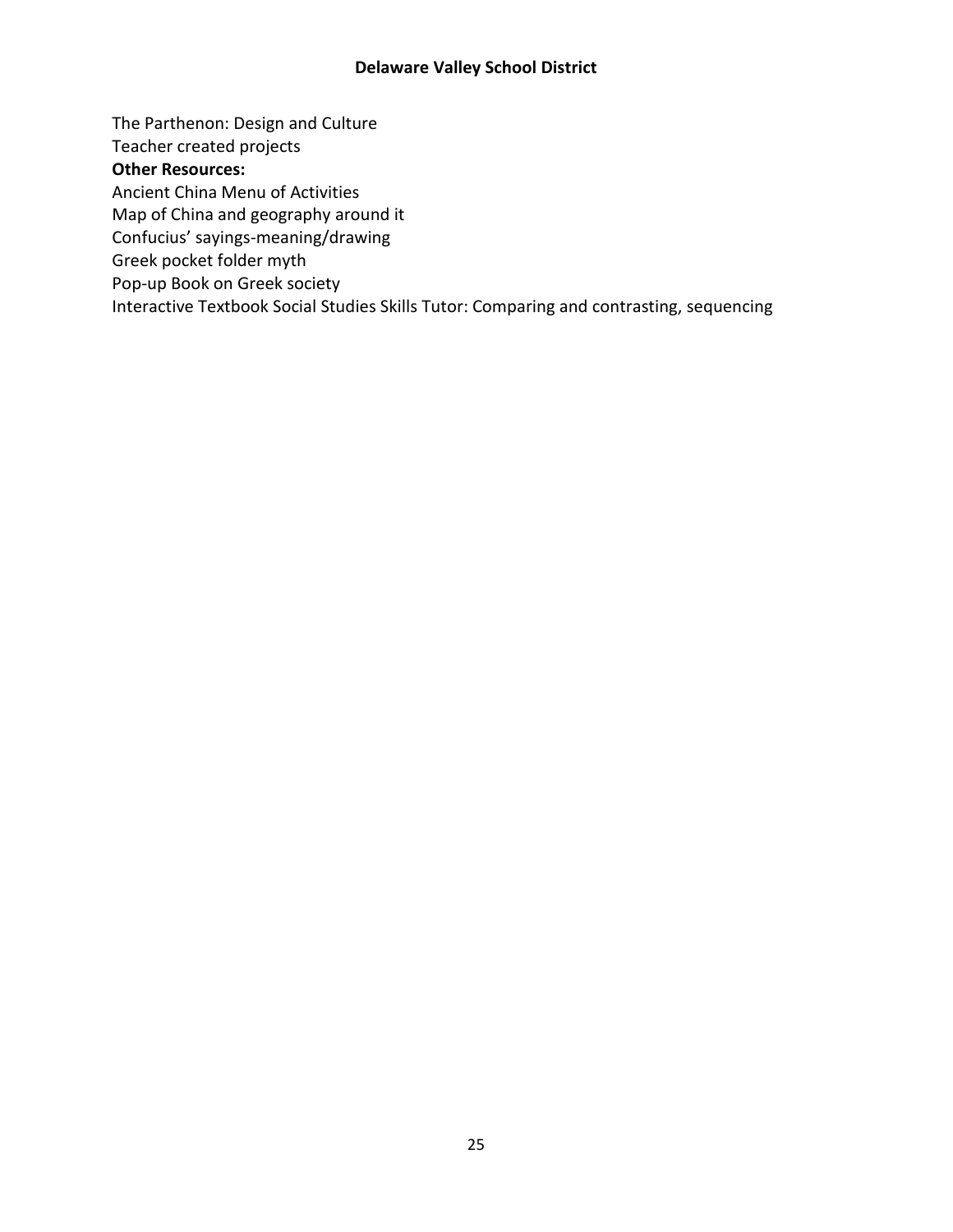The Parthenon: Design and Culture
Teacher created projects

**Other Resources:**

Ancient China Menu of Activities
Map of China and geography around it
Confucius' sayings-meaning/drawing
Greek pocket folder myth
Pop-up Book on Greek society
Interactive Textbook Social Studies Skills Tutor: Comparing and contrasting, sequencing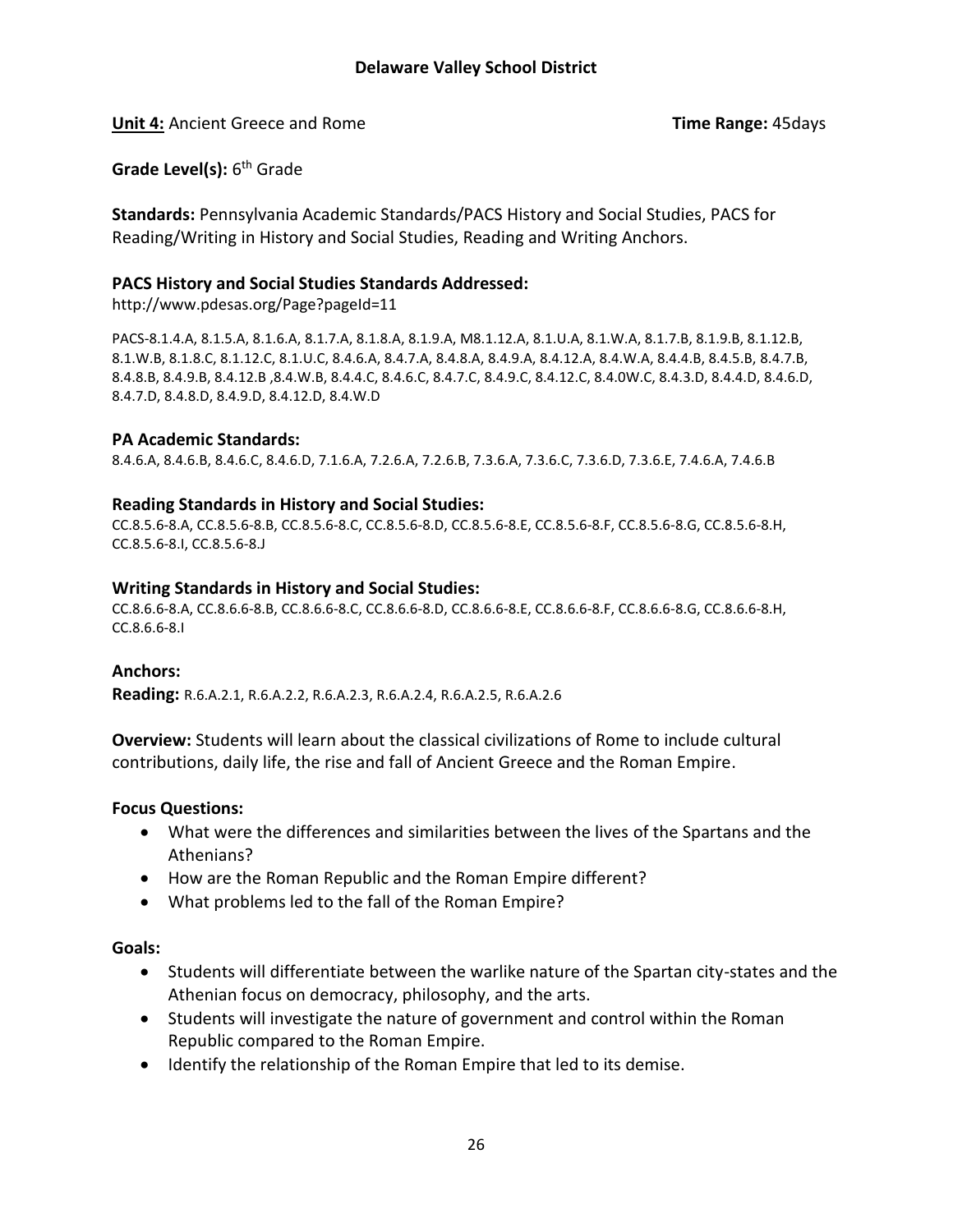## Delaware Valley School District

**Unit 4:** Ancient Greece and Rome **Time Range:** 45days

**Grade Level(s):** 6th Grade

**Standards:** Pennsylvania Academic Standards/PACS History and Social Studies, PACS for Reading/Writing in History and Social Studies, Reading and Writing Anchors.

### PACS History and Social Studies Standards Addressed:

http://www.pdesas.org/Page?pageId=11

PACS-8.1.4.A, 8.1.5.A, 8.1.6.A, 8.1.7.A, 8.1.8.A, 8.1.9.A, M8.1.12.A, 8.1.U.A, 8.1.W.A, 8.1.7.B, 8.1.9.B, 8.1.12.B, 8.1.W.B, 8.1.8.C, 8.1.12.C, 8.1.U.C, 8.4.6.A, 8.4.7.A, 8.4.8.A, 8.4.9.A, 8.4.12.A, 8.4.W.A, 8.4.4.B, 8.4.5.B, 8.4.7.B, 8.4.8.B, 8.4.9.B, 8.4.12.B ,8.4.W.B, 8.4.4.C, 8.4.6.C, 8.4.7.C, 8.4.9.C, 8.4.12.C, 8.4.0W.C, 8.4.3.D, 8.4.4.D, 8.4.6.D, 8.4.7.D, 8.4.8.D, 8.4.9.D, 8.4.12.D, 8.4.W.D

### PA Academic Standards:

8.4.6.A, 8.4.6.B, 8.4.6.C, 8.4.6.D, 7.1.6.A, 7.2.6.A, 7.2.6.B, 7.3.6.A, 7.3.6.C, 7.3.6.D, 7.3.6.E, 7.4.6.A, 7.4.6.B

### Reading Standards in History and Social Studies:

CC.8.5.6-8.A, CC.8.5.6-8.B, CC.8.5.6-8.C, CC.8.5.6-8.D, CC.8.5.6-8.E, CC.8.5.6-8.F, CC.8.5.6-8.G, CC.8.5.6-8.H, CC.8.5.6-8.I, CC.8.5.6-8.J

### Writing Standards in History and Social Studies:

CC.8.6.6-8.A, CC.8.6.6-8.B, CC.8.6.6-8.C, CC.8.6.6-8.D, CC.8.6.6-8.E, CC.8.6.6-8.F, CC.8.6.6-8.G, CC.8.6.6-8.H, CC.8.6.6-8.I

### Anchors:

**Reading:** R.6.A.2.1, R.6.A.2.2, R.6.A.2.3, R.6.A.2.4, R.6.A.2.5, R.6.A.2.6

**Overview:** Students will learn about the classical civilizations of Rome to include cultural contributions, daily life, the rise and fall of Ancient Greece and the Roman Empire.

**Focus Questions:**

- What were the differences and similarities between the lives of the Spartans and the Athenians?
- How are the Roman Republic and the Roman Empire different?
- What problems led to the fall of the Roman Empire?

**Goals:**

- Students will differentiate between the warlike nature of the Spartan city-states and the Athenian focus on democracy, philosophy, and the arts.
- Students will investigate the nature of government and control within the Roman Republic compared to the Roman Empire.
- Identify the relationship of the Roman Empire that led to its demise.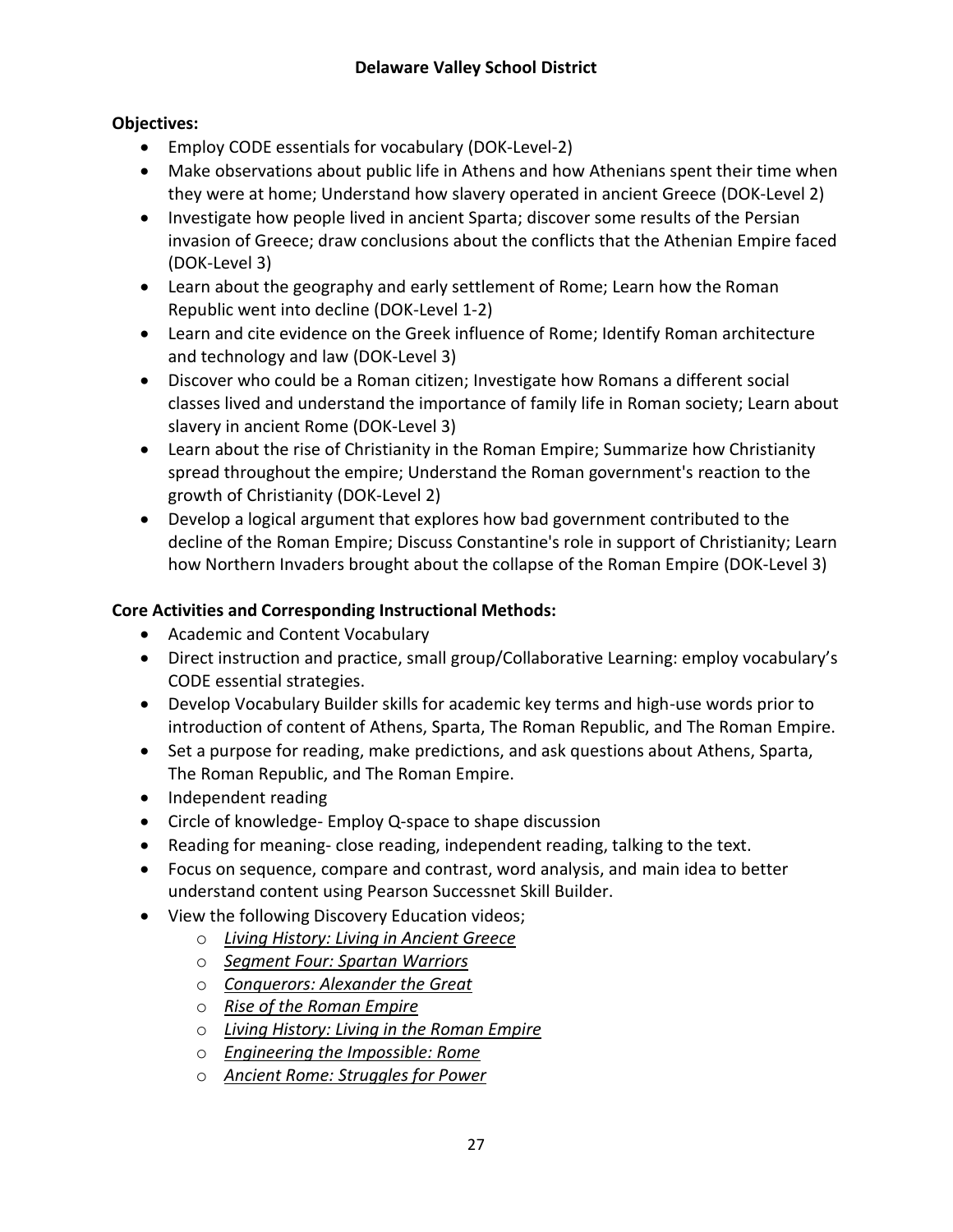**Objectives:**

- Employ CODE essentials for vocabulary (DOK-Level-2)
- Make observations about public life in Athens and how Athenians spent their time when they were at home; Understand how slavery operated in ancient Greece (DOK-Level 2)
- Investigate how people lived in ancient Sparta; discover some results of the Persian invasion of Greece; draw conclusions about the conflicts that the Athenian Empire faced (DOK-Level 3)
- Learn about the geography and early settlement of Rome; Learn how the Roman Republic went into decline (DOK-Level 1-2)
- Learn and cite evidence on the Greek influence of Rome; Identify Roman architecture and technology and law (DOK-Level 3)
- Discover who could be a Roman citizen; Investigate how Romans a different social classes lived and understand the importance of family life in Roman society; Learn about slavery in ancient Rome (DOK-Level 3)
- Learn about the rise of Christianity in the Roman Empire; Summarize how Christianity spread throughout the empire; Understand the Roman government's reaction to the growth of Christianity (DOK-Level 2)
- Develop a logical argument that explores how bad government contributed to the decline of the Roman Empire; Discuss Constantine's role in support of Christianity; Learn how Northern Invaders brought about the collapse of the Roman Empire (DOK-Level 3)

**Core Activities and Corresponding Instructional Methods:**

- Academic and Content Vocabulary
- Direct instruction and practice, small group/Collaborative Learning: employ vocabulary's CODE essential strategies.
- Develop Vocabulary Builder skills for academic key terms and high-use words prior to introduction of content of Athens, Sparta, The Roman Republic, and The Roman Empire.
- Set a purpose for reading, make predictions, and ask questions about Athens, Sparta, The Roman Republic, and The Roman Empire.
- Independent reading
- Circle of knowledge- Employ Q-space to shape discussion
- Reading for meaning- close reading, independent reading, talking to the text.
- Focus on sequence, compare and contrast, word analysis, and main idea to better understand content using Pearson Successnet Skill Builder.
- View the following Discovery Education videos;
    - *Living History: Living in Ancient Greece*
    - *Segment Four: Spartan Warriors*
    - *Conquerors: Alexander the Great*
    - *Rise of the Roman Empire*
    - *Living History: Living in the Roman Empire*
    - *Engineering the Impossible: Rome*
    - *Ancient Rome: Struggles for Power*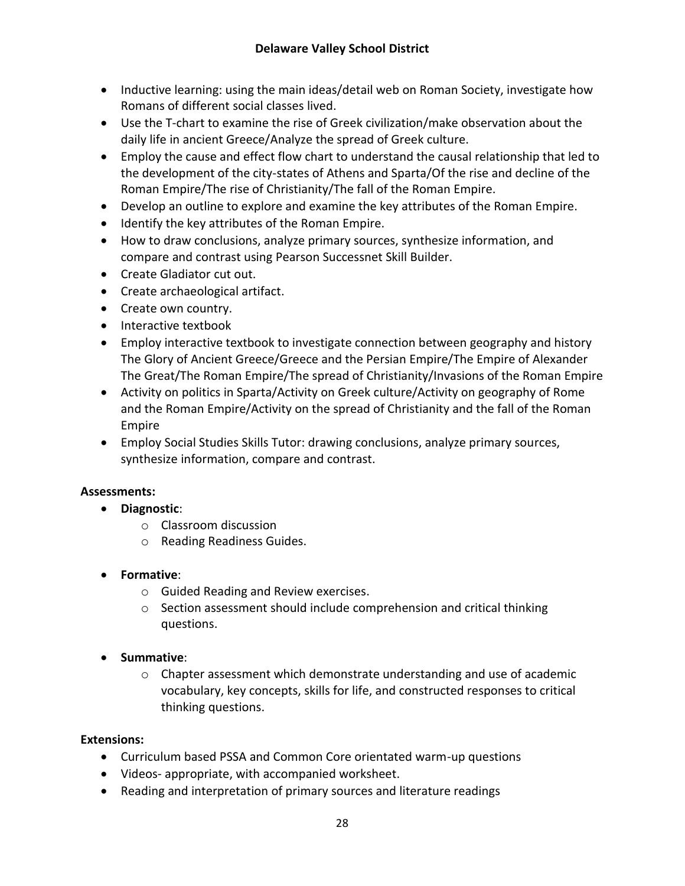- Inductive learning: using the main ideas/detail web on Roman Society, investigate how Romans of different social classes lived.
- Use the T-chart to examine the rise of Greek civilization/make observation about the daily life in ancient Greece/Analyze the spread of Greek culture.
- Employ the cause and effect flow chart to understand the causal relationship that led to the development of the city-states of Athens and Sparta/Of the rise and decline of the Roman Empire/The rise of Christianity/The fall of the Roman Empire.
- Develop an outline to explore and examine the key attributes of the Roman Empire.
- Identify the key attributes of the Roman Empire.
- How to draw conclusions, analyze primary sources, synthesize information, and compare and contrast using Pearson Successnet Skill Builder.
- Create Gladiator cut out.
- Create archaeological artifact.
- Create own country.
- Interactive textbook
- Employ interactive textbook to investigate connection between geography and history The Glory of Ancient Greece/Greece and the Persian Empire/The Empire of Alexander The Great/The Roman Empire/The spread of Christianity/Invasions of the Roman Empire
- Activity on politics in Sparta/Activity on Greek culture/Activity on geography of Rome and the Roman Empire/Activity on the spread of Christianity and the fall of the Roman Empire
- Employ Social Studies Skills Tutor: drawing conclusions, analyze primary sources, synthesize information, compare and contrast.

**Assessments:**

- **Diagnostic**:
  - Classroom discussion
  - Reading Readiness Guides.
- **Formative**:
  - Guided Reading and Review exercises.
  - Section assessment should include comprehension and critical thinking questions.
- **Summative**:
  - Chapter assessment which demonstrate understanding and use of academic vocabulary, key concepts, skills for life, and constructed responses to critical thinking questions.

**Extensions:**

- Curriculum based PSSA and Common Core orientated warm-up questions
- Videos- appropriate, with accompanied worksheet.
- Reading and interpretation of primary sources and literature readings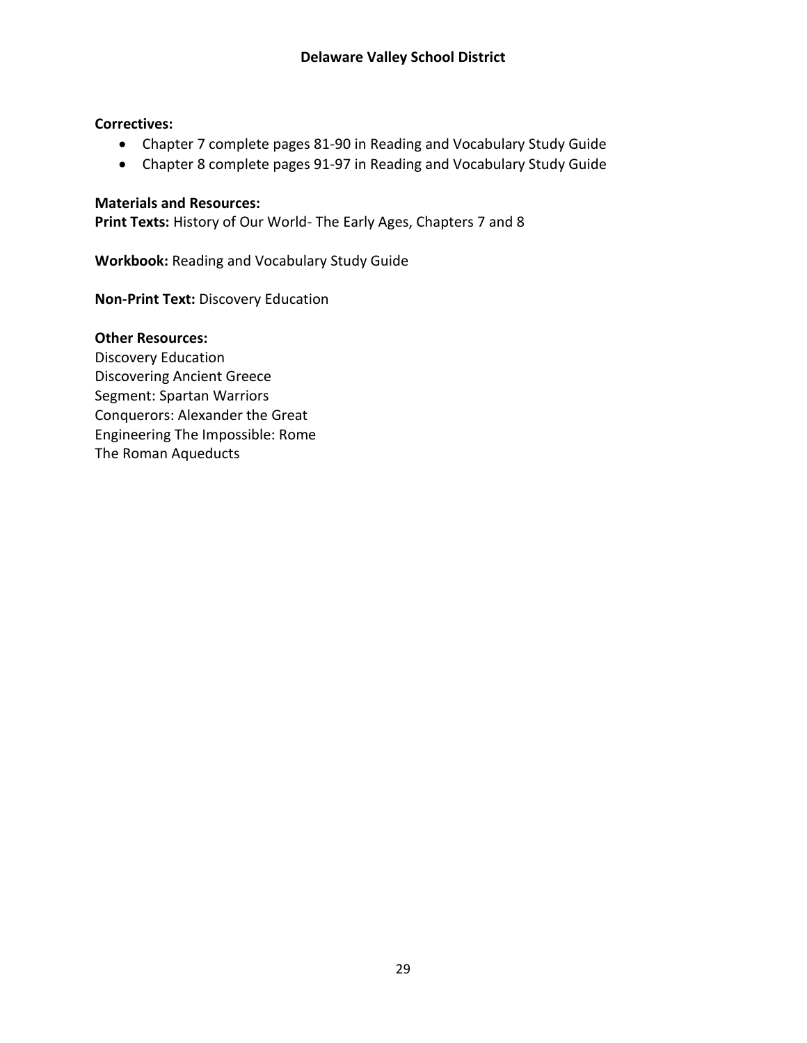**Correctives:**

- Chapter 7 complete pages 81-90 in Reading and Vocabulary Study Guide
- Chapter 8 complete pages 91-97 in Reading and Vocabulary Study Guide

**Materials and Resources:**

**Print Texts:** History of Our World- The Early Ages, Chapters 7 and 8

**Workbook:** Reading and Vocabulary Study Guide

**Non-Print Text:** Discovery Education

**Other Resources:**

Discovery Education
Discovering Ancient Greece
Segment: Spartan Warriors
Conquerors: Alexander the Great
Engineering The Impossible: Rome
The Roman Aqueducts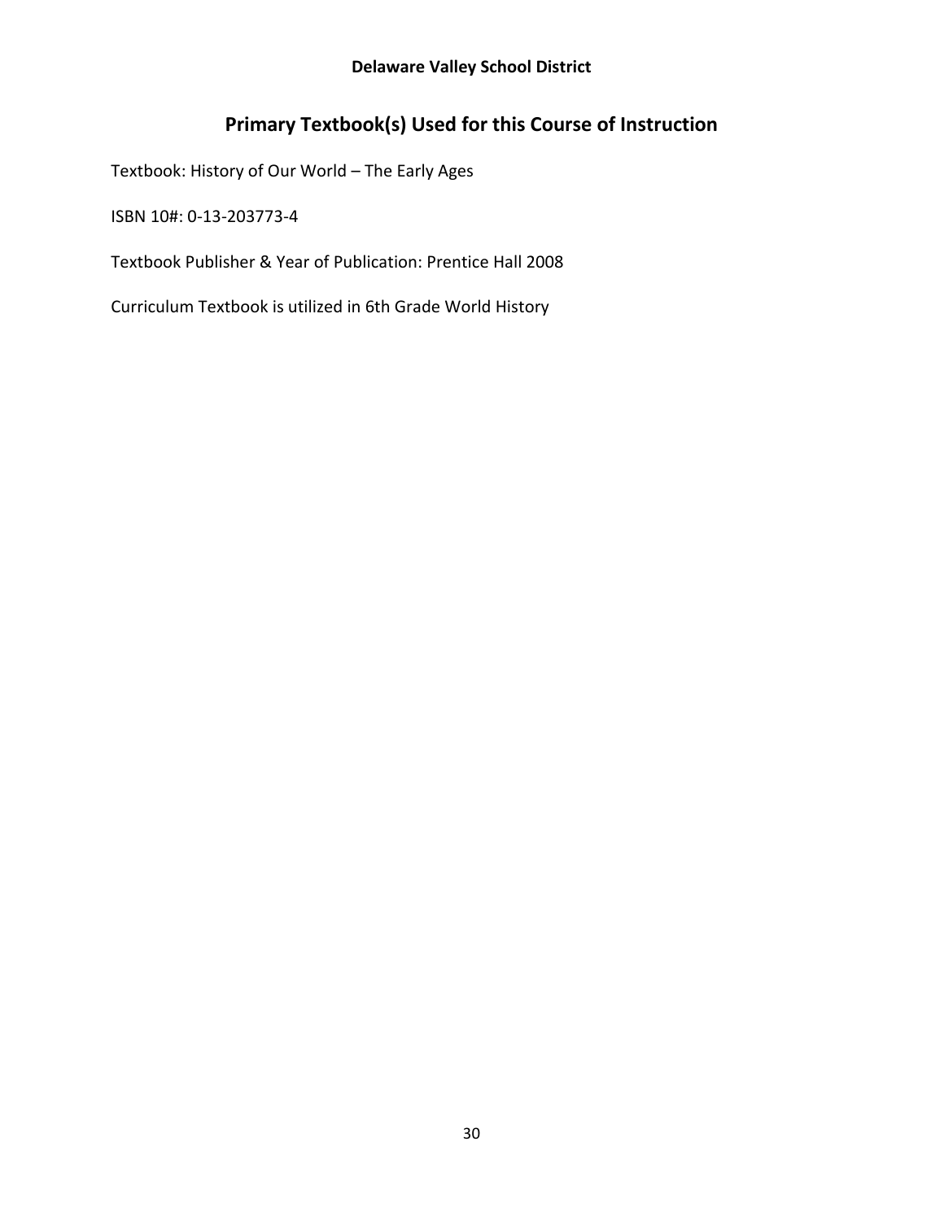**Delaware Valley School District**

# Primary Textbook(s) Used for this Course of Instruction

Textbook: History of Our World – The Early Ages

ISBN 10#: 0-13-203773-4

Textbook Publisher & Year of Publication: Prentice Hall 2008

Curriculum Textbook is utilized in 6th Grade World History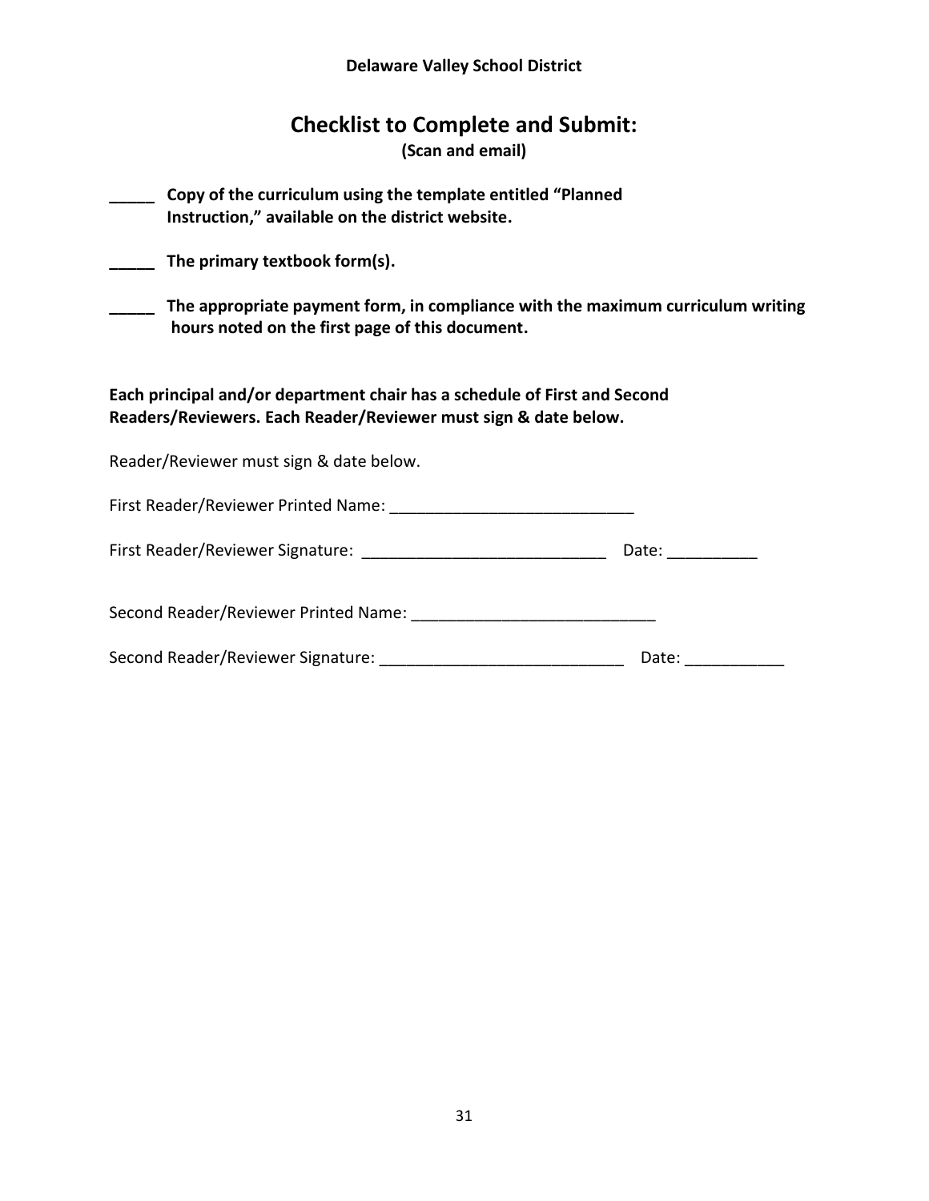**Delaware Valley School District**

## Checklist to Complete and Submit:

**(Scan and email)**

**_____ Copy of the curriculum using the template entitled "Planned Instruction," available on the district website.**

**_____ The primary textbook form(s).**

**_____ The appropriate payment form, in compliance with the maximum curriculum writing hours noted on the first page of this document.**

**Each principal and/or department chair has a schedule of First and Second Readers/Reviewers. Each Reader/Reviewer must sign & date below.**

Reader/Reviewer must sign & date below.

First Reader/Reviewer Printed Name: ___________________________

First Reader/Reviewer Signature: ___________________________ Date: __________

Second Reader/Reviewer Printed Name: ___________________________

Second Reader/Reviewer Signature: ___________________________ Date: ___________